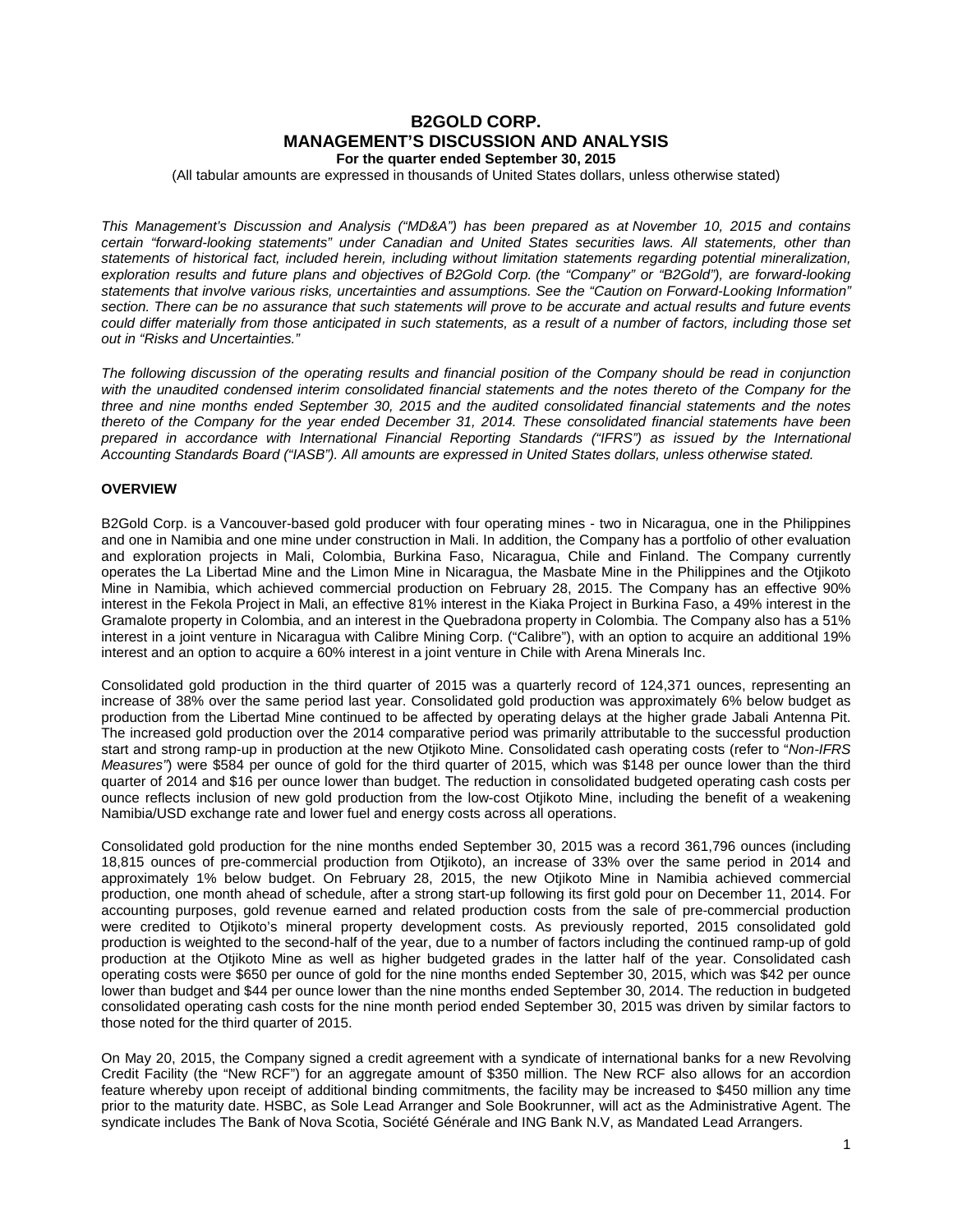# B2GOLD CORP.
# MANAGEMENT'S DISCUSSION AND ANALYSIS
**For the quarter ended September 30, 2015**

(All tabular amounts are expressed in thousands of United States dollars, unless otherwise stated)

*This Management's Discussion and Analysis ("MD&A") has been prepared as at November 10, 2015 and contains certain "forward-looking statements" under Canadian and United States securities laws. All statements, other than statements of historical fact, included herein, including without limitation statements regarding potential mineralization, exploration results and future plans and objectives of B2Gold Corp. (the "Company" or "B2Gold"), are forward-looking statements that involve various risks, uncertainties and assumptions. See the "Caution on Forward-Looking Information" section. There can be no assurance that such statements will prove to be accurate and actual results and future events could differ materially from those anticipated in such statements, as a result of a number of factors, including those set out in "Risks and Uncertainties."*

*The following discussion of the operating results and financial position of the Company should be read in conjunction with the unaudited condensed interim consolidated financial statements and the notes thereto of the Company for the three and nine months ended September 30, 2015 and the audited consolidated financial statements and the notes thereto of the Company for the year ended December 31, 2014. These consolidated financial statements have been prepared in accordance with International Financial Reporting Standards ("IFRS") as issued by the International Accounting Standards Board ("IASB"). All amounts are expressed in United States dollars, unless otherwise stated.*

## OVERVIEW

B2Gold Corp. is a Vancouver-based gold producer with four operating mines - two in Nicaragua, one in the Philippines and one in Namibia and one mine under construction in Mali. In addition, the Company has a portfolio of other evaluation and exploration projects in Mali, Colombia, Burkina Faso, Nicaragua, Chile and Finland. The Company currently operates the La Libertad Mine and the Limon Mine in Nicaragua, the Masbate Mine in the Philippines and the Otjikoto Mine in Namibia, which achieved commercial production on February 28, 2015. The Company has an effective 90% interest in the Fekola Project in Mali, an effective 81% interest in the Kiaka Project in Burkina Faso, a 49% interest in the Gramalote property in Colombia, and an interest in the Quebradona property in Colombia. The Company also has a 51% interest in a joint venture in Nicaragua with Calibre Mining Corp. ("Calibre"), with an option to acquire an additional 19% interest and an option to acquire a 60% interest in a joint venture in Chile with Arena Minerals Inc.

Consolidated gold production in the third quarter of 2015 was a quarterly record of 124,371 ounces, representing an increase of 38% over the same period last year. Consolidated gold production was approximately 6% below budget as production from the Libertad Mine continued to be affected by operating delays at the higher grade Jabali Antenna Pit. The increased gold production over the 2014 comparative period was primarily attributable to the successful production start and strong ramp-up in production at the new Otjikoto Mine. Consolidated cash operating costs (refer to "*Non-IFRS Measures*") were $584 per ounce of gold for the third quarter of 2015, which was $148 per ounce lower than the third quarter of 2014 and $16 per ounce lower than budget. The reduction in consolidated budgeted operating cash costs per ounce reflects inclusion of new gold production from the low-cost Otjikoto Mine, including the benefit of a weakening Namibia/USD exchange rate and lower fuel and energy costs across all operations.

Consolidated gold production for the nine months ended September 30, 2015 was a record 361,796 ounces (including 18,815 ounces of pre-commercial production from Otjikoto), an increase of 33% over the same period in 2014 and approximately 1% below budget. On February 28, 2015, the new Otjikoto Mine in Namibia achieved commercial production, one month ahead of schedule, after a strong start-up following its first gold pour on December 11, 2014. For accounting purposes, gold revenue earned and related production costs from the sale of pre-commercial production were credited to Otjikoto's mineral property development costs. As previously reported, 2015 consolidated gold production is weighted to the second-half of the year, due to a number of factors including the continued ramp-up of gold production at the Otjikoto Mine as well as higher budgeted grades in the latter half of the year. Consolidated cash operating costs were $650 per ounce of gold for the nine months ended September 30, 2015, which was $42 per ounce lower than budget and $44 per ounce lower than the nine months ended September 30, 2014. The reduction in budgeted consolidated operating cash costs for the nine month period ended September 30, 2015 was driven by similar factors to those noted for the third quarter of 2015.

On May 20, 2015, the Company signed a credit agreement with a syndicate of international banks for a new Revolving Credit Facility (the "New RCF") for an aggregate amount of $350 million. The New RCF also allows for an accordion feature whereby upon receipt of additional binding commitments, the facility may be increased to $450 million any time prior to the maturity date. HSBC, as Sole Lead Arranger and Sole Bookrunner, will act as the Administrative Agent. The syndicate includes The Bank of Nova Scotia, Société Générale and ING Bank N.V, as Mandated Lead Arrangers.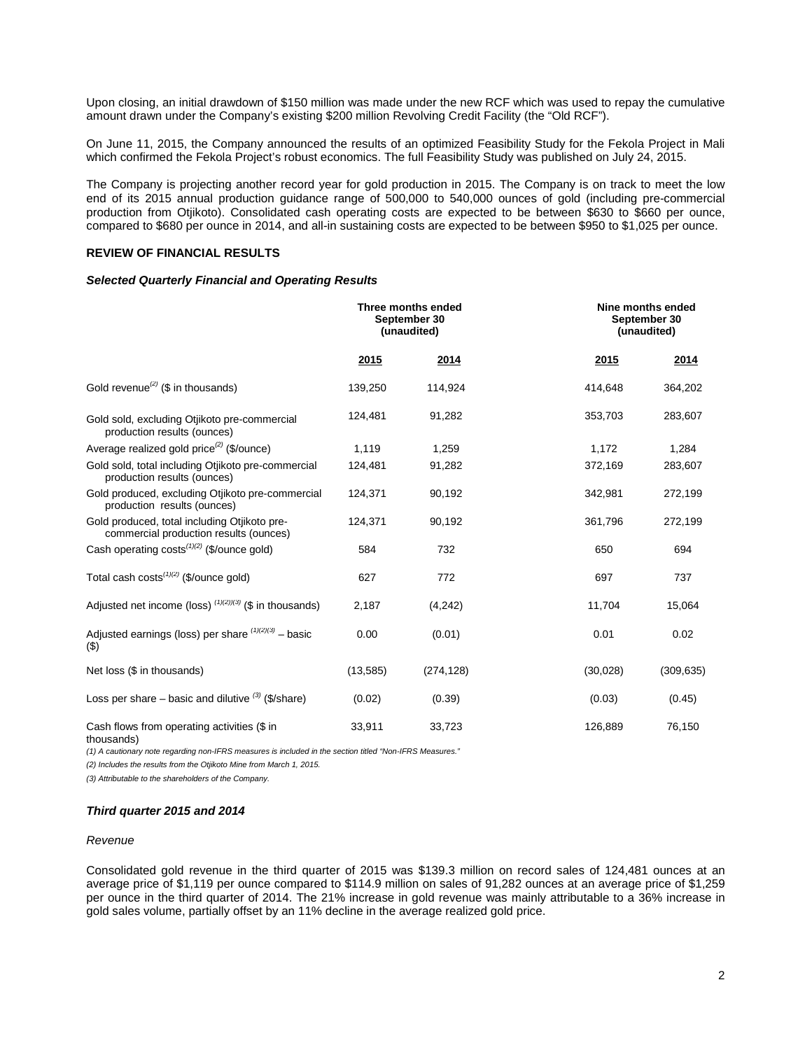Upon closing, an initial drawdown of $150 million was made under the new RCF which was used to repay the cumulative amount drawn under the Company's existing $200 million Revolving Credit Facility (the "Old RCF").

On June 11, 2015, the Company announced the results of an optimized Feasibility Study for the Fekola Project in Mali which confirmed the Fekola Project's robust economics. The full Feasibility Study was published on July 24, 2015.

The Company is projecting another record year for gold production in 2015. The Company is on track to meet the low end of its 2015 annual production guidance range of 500,000 to 540,000 ounces of gold (including pre-commercial production from Otjikoto). Consolidated cash operating costs are expected to be between $630 to $660 per ounce, compared to $680 per ounce in 2014, and all-in sustaining costs are expected to be between $950 to $1,025 per ounce.

## REVIEW OF FINANCIAL RESULTS

### *Selected Quarterly Financial and Operating Results*

| | Three months ended September 30 (unaudited) | | Nine months ended September 30 (unaudited) | |
|---|---|---|---|---|
| | 2015 | 2014 | 2015 | 2014 |
| Gold revenue[(2)] ($ in thousands) | 139,250 | 114,924 | 414,648 | 364,202 |
| Gold sold, excluding Otjikoto pre-commercial production results (ounces) | 124,481 | 91,282 | 353,703 | 283,607 |
| Average realized gold price[(2)] ($/ounce) | 1,119 | 1,259 | 1,172 | 1,284 |
| Gold sold, total including Otjikoto pre-commercial production results (ounces) | 124,481 | 91,282 | 372,169 | 283,607 |
| Gold produced, excluding Otjikoto pre-commercial production results (ounces) | 124,371 | 90,192 | 342,981 | 272,199 |
| Gold produced, total including Otjikoto pre-commercial production results (ounces) | 124,371 | 90,192 | 361,796 | 272,199 |
| Cash operating costs[(1)(2)] ($/ounce gold) | 584 | 732 | 650 | 694 |
| Total cash costs[(1)(2)] ($/ounce gold) | 627 | 772 | 697 | 737 |
| Adjusted net income (loss) [(1)(2)(3)] ($ in thousands) | 2,187 | (4,242) | 11,704 | 15,064 |
| Adjusted earnings (loss) per share [(1)(2)(3)] – basic ($) | 0.00 | (0.01) | 0.01 | 0.02 |
| Net loss ($ in thousands) | (13,585) | (274,128) | (30,028) | (309,635) |
| Loss per share – basic and dilutive [(3)] ($/share) | (0.02) | (0.39) | (0.03) | (0.45) |
| Cash flows from operating activities ($ in thousands) | 33,911 | 33,723 | 126,889 | 76,150 |

*(1) A cautionary note regarding non-IFRS measures is included in the section titled "Non-IFRS Measures."*

*(2) Includes the results from the Otjikoto Mine from March 1, 2015.*

*(3) Attributable to the shareholders of the Company.*

### *Third quarter 2015 and 2014*

*Revenue*

Consolidated gold revenue in the third quarter of 2015 was $139.3 million on record sales of 124,481 ounces at an average price of $1,119 per ounce compared to $114.9 million on sales of 91,282 ounces at an average price of $1,259 per ounce in the third quarter of 2014. The 21% increase in gold revenue was mainly attributable to a 36% increase in gold sales volume, partially offset by an 11% decline in the average realized gold price.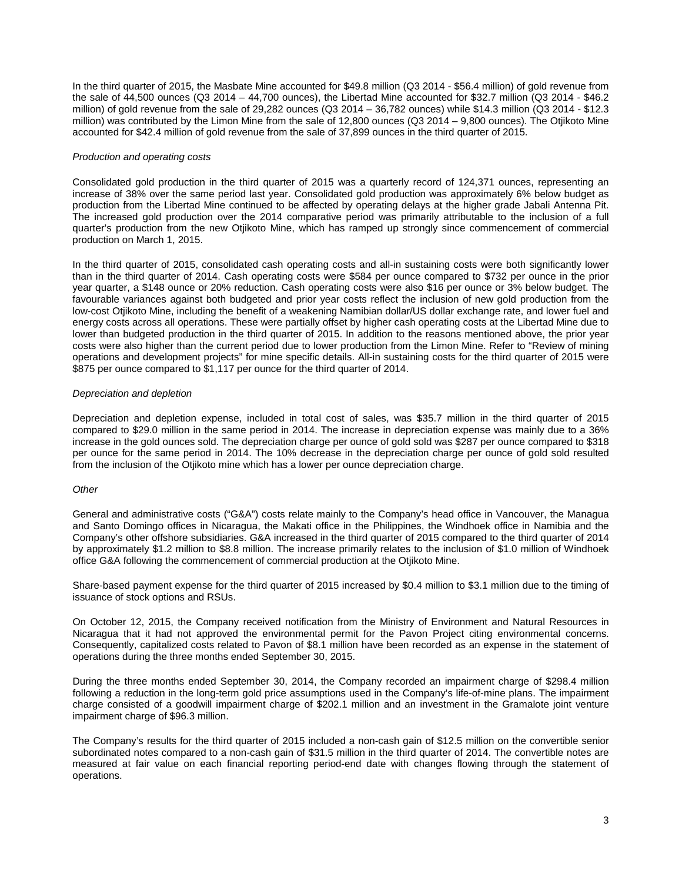In the third quarter of 2015, the Masbate Mine accounted for $49.8 million (Q3 2014 - $56.4 million) of gold revenue from the sale of 44,500 ounces (Q3 2014 – 44,700 ounces), the Libertad Mine accounted for $32.7 million (Q3 2014 - $46.2 million) of gold revenue from the sale of 29,282 ounces (Q3 2014 – 36,782 ounces) while $14.3 million (Q3 2014 - $12.3 million) was contributed by the Limon Mine from the sale of 12,800 ounces (Q3 2014 – 9,800 ounces). The Otjikoto Mine accounted for $42.4 million of gold revenue from the sale of 37,899 ounces in the third quarter of 2015.

*Production and operating costs*

Consolidated gold production in the third quarter of 2015 was a quarterly record of 124,371 ounces, representing an increase of 38% over the same period last year. Consolidated gold production was approximately 6% below budget as production from the Libertad Mine continued to be affected by operating delays at the higher grade Jabali Antenna Pit. The increased gold production over the 2014 comparative period was primarily attributable to the inclusion of a full quarter's production from the new Otjikoto Mine, which has ramped up strongly since commencement of commercial production on March 1, 2015.

In the third quarter of 2015, consolidated cash operating costs and all-in sustaining costs were both significantly lower than in the third quarter of 2014. Cash operating costs were $584 per ounce compared to $732 per ounce in the prior year quarter, a $148 ounce or 20% reduction. Cash operating costs were also $16 per ounce or 3% below budget. The favourable variances against both budgeted and prior year costs reflect the inclusion of new gold production from the low-cost Otjikoto Mine, including the benefit of a weakening Namibian dollar/US dollar exchange rate, and lower fuel and energy costs across all operations. These were partially offset by higher cash operating costs at the Libertad Mine due to lower than budgeted production in the third quarter of 2015. In addition to the reasons mentioned above, the prior year costs were also higher than the current period due to lower production from the Limon Mine. Refer to "Review of mining operations and development projects" for mine specific details. All-in sustaining costs for the third quarter of 2015 were $875 per ounce compared to $1,117 per ounce for the third quarter of 2014.

*Depreciation and depletion*

Depreciation and depletion expense, included in total cost of sales, was $35.7 million in the third quarter of 2015 compared to $29.0 million in the same period in 2014. The increase in depreciation expense was mainly due to a 36% increase in the gold ounces sold. The depreciation charge per ounce of gold sold was $287 per ounce compared to $318 per ounce for the same period in 2014. The 10% decrease in the depreciation charge per ounce of gold sold resulted from the inclusion of the Otjikoto mine which has a lower per ounce depreciation charge.

*Other*

General and administrative costs ("G&A") costs relate mainly to the Company's head office in Vancouver, the Managua and Santo Domingo offices in Nicaragua, the Makati office in the Philippines, the Windhoek office in Namibia and the Company's other offshore subsidiaries. G&A increased in the third quarter of 2015 compared to the third quarter of 2014 by approximately $1.2 million to $8.8 million. The increase primarily relates to the inclusion of $1.0 million of Windhoek office G&A following the commencement of commercial production at the Otjikoto Mine.

Share-based payment expense for the third quarter of 2015 increased by $0.4 million to $3.1 million due to the timing of issuance of stock options and RSUs.

On October 12, 2015, the Company received notification from the Ministry of Environment and Natural Resources in Nicaragua that it had not approved the environmental permit for the Pavon Project citing environmental concerns. Consequently, capitalized costs related to Pavon of $8.1 million have been recorded as an expense in the statement of operations during the three months ended September 30, 2015.

During the three months ended September 30, 2014, the Company recorded an impairment charge of $298.4 million following a reduction in the long-term gold price assumptions used in the Company's life-of-mine plans. The impairment charge consisted of a goodwill impairment charge of $202.1 million and an investment in the Gramalote joint venture impairment charge of $96.3 million.

The Company's results for the third quarter of 2015 included a non-cash gain of $12.5 million on the convertible senior subordinated notes compared to a non-cash gain of $31.5 million in the third quarter of 2014. The convertible notes are measured at fair value on each financial reporting period-end date with changes flowing through the statement of operations.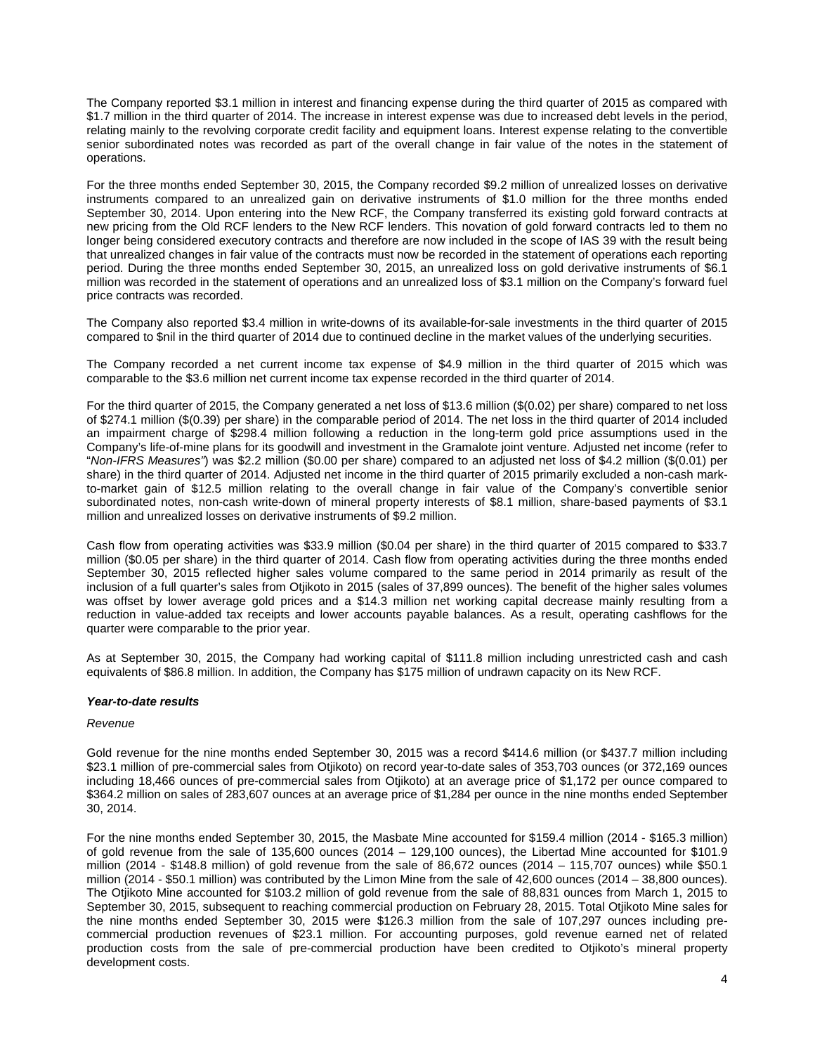The Company reported $3.1 million in interest and financing expense during the third quarter of 2015 as compared with $1.7 million in the third quarter of 2014. The increase in interest expense was due to increased debt levels in the period, relating mainly to the revolving corporate credit facility and equipment loans. Interest expense relating to the convertible senior subordinated notes was recorded as part of the overall change in fair value of the notes in the statement of operations.

For the three months ended September 30, 2015, the Company recorded $9.2 million of unrealized losses on derivative instruments compared to an unrealized gain on derivative instruments of $1.0 million for the three months ended September 30, 2014. Upon entering into the New RCF, the Company transferred its existing gold forward contracts at new pricing from the Old RCF lenders to the New RCF lenders. This novation of gold forward contracts led to them no longer being considered executory contracts and therefore are now included in the scope of IAS 39 with the result being that unrealized changes in fair value of the contracts must now be recorded in the statement of operations each reporting period. During the three months ended September 30, 2015, an unrealized loss on gold derivative instruments of $6.1 million was recorded in the statement of operations and an unrealized loss of $3.1 million on the Company's forward fuel price contracts was recorded.

The Company also reported $3.4 million in write-downs of its available-for-sale investments in the third quarter of 2015 compared to $nil in the third quarter of 2014 due to continued decline in the market values of the underlying securities.

The Company recorded a net current income tax expense of $4.9 million in the third quarter of 2015 which was comparable to the $3.6 million net current income tax expense recorded in the third quarter of 2014.

For the third quarter of 2015, the Company generated a net loss of $13.6 million ($(0.02) per share) compared to net loss of $274.1 million ($(0.39) per share) in the comparable period of 2014. The net loss in the third quarter of 2014 included an impairment charge of $298.4 million following a reduction in the long-term gold price assumptions used in the Company's life-of-mine plans for its goodwill and investment in the Gramalote joint venture. Adjusted net income (refer to "*Non-IFRS Measures"*) was $2.2 million ($0.00 per share) compared to an adjusted net loss of $4.2 million ($(0.01) per share) in the third quarter of 2014. Adjusted net income in the third quarter of 2015 primarily excluded a non-cash mark-to-market gain of $12.5 million relating to the overall change in fair value of the Company's convertible senior subordinated notes, non-cash write-down of mineral property interests of $8.1 million, share-based payments of $3.1 million and unrealized losses on derivative instruments of $9.2 million.

Cash flow from operating activities was $33.9 million ($0.04 per share) in the third quarter of 2015 compared to $33.7 million ($0.05 per share) in the third quarter of 2014. Cash flow from operating activities during the three months ended September 30, 2015 reflected higher sales volume compared to the same period in 2014 primarily as result of the inclusion of a full quarter's sales from Otjikoto in 2015 (sales of 37,899 ounces). The benefit of the higher sales volumes was offset by lower average gold prices and a $14.3 million net working capital decrease mainly resulting from a reduction in value-added tax receipts and lower accounts payable balances. As a result, operating cashflows for the quarter were comparable to the prior year.

As at September 30, 2015, the Company had working capital of $111.8 million including unrestricted cash and cash equivalents of $86.8 million. In addition, the Company has $175 million of undrawn capacity on its New RCF.

***Year-to-date results***

*Revenue*

Gold revenue for the nine months ended September 30, 2015 was a record $414.6 million (or $437.7 million including $23.1 million of pre-commercial sales from Otjikoto) on record year-to-date sales of 353,703 ounces (or 372,169 ounces including 18,466 ounces of pre-commercial sales from Otjikoto) at an average price of $1,172 per ounce compared to $364.2 million on sales of 283,607 ounces at an average price of $1,284 per ounce in the nine months ended September 30, 2014.

For the nine months ended September 30, 2015, the Masbate Mine accounted for $159.4 million (2014 - $165.3 million) of gold revenue from the sale of 135,600 ounces (2014 – 129,100 ounces), the Libertad Mine accounted for $101.9 million (2014 - $148.8 million) of gold revenue from the sale of 86,672 ounces (2014 – 115,707 ounces) while $50.1 million (2014 - $50.1 million) was contributed by the Limon Mine from the sale of 42,600 ounces (2014 – 38,800 ounces). The Otjikoto Mine accounted for $103.2 million of gold revenue from the sale of 88,831 ounces from March 1, 2015 to September 30, 2015, subsequent to reaching commercial production on February 28, 2015. Total Otjikoto Mine sales for the nine months ended September 30, 2015 were $126.3 million from the sale of 107,297 ounces including pre-commercial production revenues of $23.1 million. For accounting purposes, gold revenue earned net of related production costs from the sale of pre-commercial production have been credited to Otjikoto's mineral property development costs.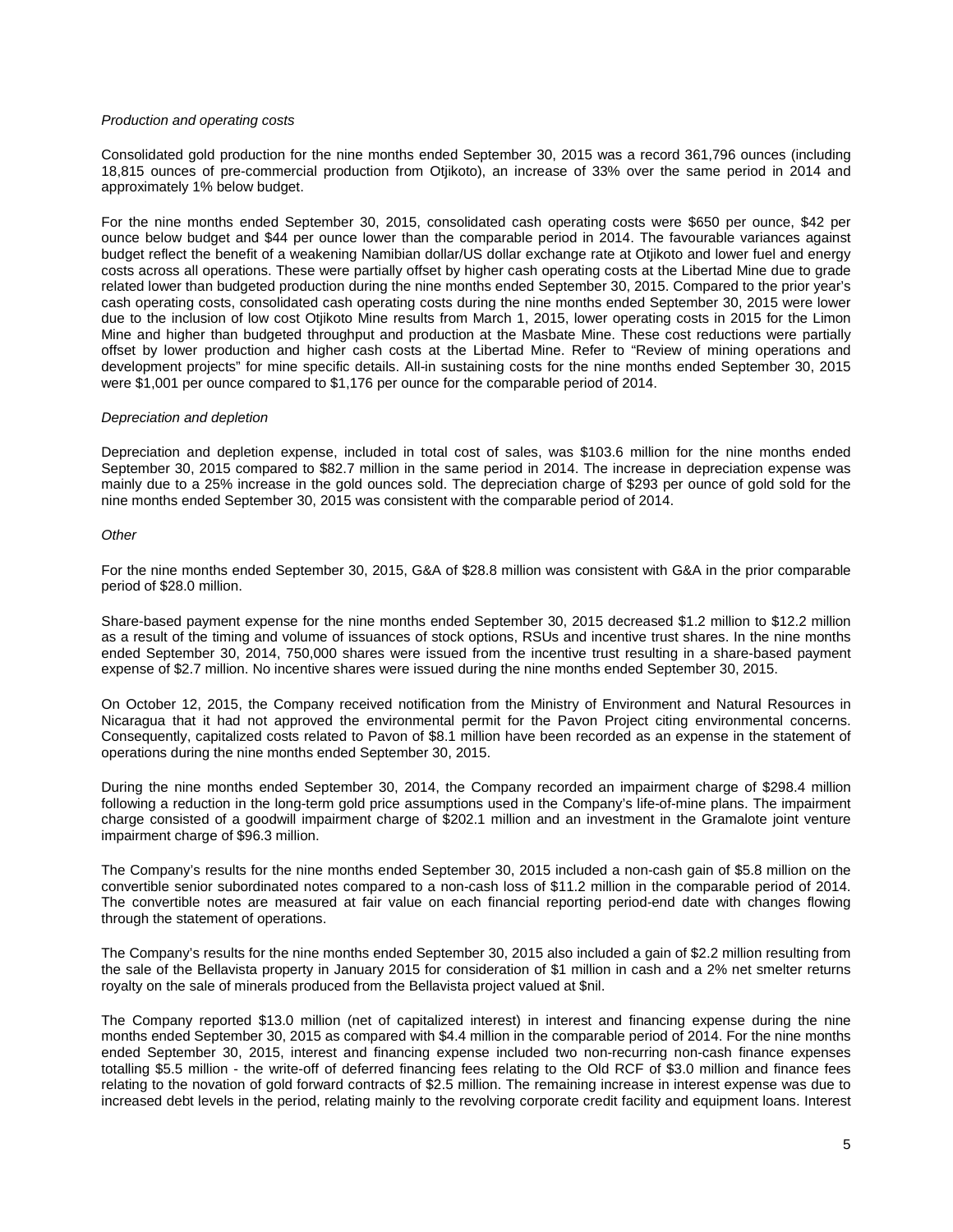*Production and operating costs*

Consolidated gold production for the nine months ended September 30, 2015 was a record 361,796 ounces (including 18,815 ounces of pre-commercial production from Otjikoto), an increase of 33% over the same period in 2014 and approximately 1% below budget.

For the nine months ended September 30, 2015, consolidated cash operating costs were $650 per ounce, $42 per ounce below budget and $44 per ounce lower than the comparable period in 2014. The favourable variances against budget reflect the benefit of a weakening Namibian dollar/US dollar exchange rate at Otjikoto and lower fuel and energy costs across all operations. These were partially offset by higher cash operating costs at the Libertad Mine due to grade related lower than budgeted production during the nine months ended September 30, 2015. Compared to the prior year's cash operating costs, consolidated cash operating costs during the nine months ended September 30, 2015 were lower due to the inclusion of low cost Otjikoto Mine results from March 1, 2015, lower operating costs in 2015 for the Limon Mine and higher than budgeted throughput and production at the Masbate Mine. These cost reductions were partially offset by lower production and higher cash costs at the Libertad Mine. Refer to "Review of mining operations and development projects" for mine specific details. All-in sustaining costs for the nine months ended September 30, 2015 were $1,001 per ounce compared to $1,176 per ounce for the comparable period of 2014.

*Depreciation and depletion*

Depreciation and depletion expense, included in total cost of sales, was $103.6 million for the nine months ended September 30, 2015 compared to $82.7 million in the same period in 2014. The increase in depreciation expense was mainly due to a 25% increase in the gold ounces sold. The depreciation charge of $293 per ounce of gold sold for the nine months ended September 30, 2015 was consistent with the comparable period of 2014.

*Other*

For the nine months ended September 30, 2015, G&A of $28.8 million was consistent with G&A in the prior comparable period of $28.0 million.

Share-based payment expense for the nine months ended September 30, 2015 decreased $1.2 million to $12.2 million as a result of the timing and volume of issuances of stock options, RSUs and incentive trust shares. In the nine months ended September 30, 2014, 750,000 shares were issued from the incentive trust resulting in a share-based payment expense of $2.7 million. No incentive shares were issued during the nine months ended September 30, 2015.

On October 12, 2015, the Company received notification from the Ministry of Environment and Natural Resources in Nicaragua that it had not approved the environmental permit for the Pavon Project citing environmental concerns. Consequently, capitalized costs related to Pavon of $8.1 million have been recorded as an expense in the statement of operations during the nine months ended September 30, 2015.

During the nine months ended September 30, 2014, the Company recorded an impairment charge of $298.4 million following a reduction in the long-term gold price assumptions used in the Company's life-of-mine plans. The impairment charge consisted of a goodwill impairment charge of $202.1 million and an investment in the Gramalote joint venture impairment charge of $96.3 million.

The Company's results for the nine months ended September 30, 2015 included a non-cash gain of $5.8 million on the convertible senior subordinated notes compared to a non-cash loss of $11.2 million in the comparable period of 2014. The convertible notes are measured at fair value on each financial reporting period-end date with changes flowing through the statement of operations.

The Company's results for the nine months ended September 30, 2015 also included a gain of $2.2 million resulting from the sale of the Bellavista property in January 2015 for consideration of $1 million in cash and a 2% net smelter returns royalty on the sale of minerals produced from the Bellavista project valued at $nil.

The Company reported $13.0 million (net of capitalized interest) in interest and financing expense during the nine months ended September 30, 2015 as compared with $4.4 million in the comparable period of 2014. For the nine months ended September 30, 2015, interest and financing expense included two non-recurring non-cash finance expenses totalling $5.5 million - the write-off of deferred financing fees relating to the Old RCF of $3.0 million and finance fees relating to the novation of gold forward contracts of $2.5 million. The remaining increase in interest expense was due to increased debt levels in the period, relating mainly to the revolving corporate credit facility and equipment loans. Interest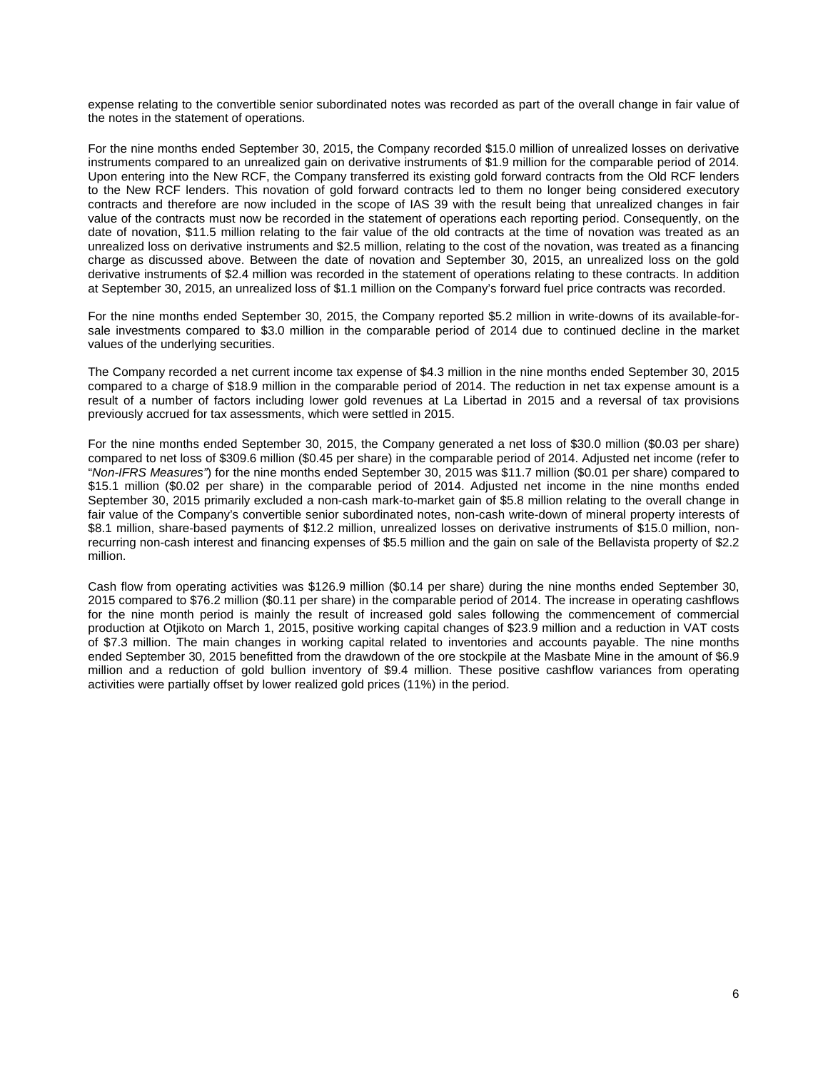expense relating to the convertible senior subordinated notes was recorded as part of the overall change in fair value of the notes in the statement of operations.

For the nine months ended September 30, 2015, the Company recorded $15.0 million of unrealized losses on derivative instruments compared to an unrealized gain on derivative instruments of $1.9 million for the comparable period of 2014. Upon entering into the New RCF, the Company transferred its existing gold forward contracts from the Old RCF lenders to the New RCF lenders. This novation of gold forward contracts led to them no longer being considered executory contracts and therefore are now included in the scope of IAS 39 with the result being that unrealized changes in fair value of the contracts must now be recorded in the statement of operations each reporting period. Consequently, on the date of novation, $11.5 million relating to the fair value of the old contracts at the time of novation was treated as an unrealized loss on derivative instruments and $2.5 million, relating to the cost of the novation, was treated as a financing charge as discussed above. Between the date of novation and September 30, 2015, an unrealized loss on the gold derivative instruments of $2.4 million was recorded in the statement of operations relating to these contracts. In addition at September 30, 2015, an unrealized loss of $1.1 million on the Company's forward fuel price contracts was recorded.

For the nine months ended September 30, 2015, the Company reported $5.2 million in write-downs of its available-for-sale investments compared to $3.0 million in the comparable period of 2014 due to continued decline in the market values of the underlying securities.

The Company recorded a net current income tax expense of $4.3 million in the nine months ended September 30, 2015 compared to a charge of $18.9 million in the comparable period of 2014. The reduction in net tax expense amount is a result of a number of factors including lower gold revenues at La Libertad in 2015 and a reversal of tax provisions previously accrued for tax assessments, which were settled in 2015.

For the nine months ended September 30, 2015, the Company generated a net loss of $30.0 million ($0.03 per share) compared to net loss of $309.6 million ($0.45 per share) in the comparable period of 2014. Adjusted net income (refer to "*Non-IFRS Measures"*) for the nine months ended September 30, 2015 was $11.7 million ($0.01 per share) compared to $15.1 million ($0.02 per share) in the comparable period of 2014. Adjusted net income in the nine months ended September 30, 2015 primarily excluded a non-cash mark-to-market gain of $5.8 million relating to the overall change in fair value of the Company's convertible senior subordinated notes, non-cash write-down of mineral property interests of $8.1 million, share-based payments of $12.2 million, unrealized losses on derivative instruments of $15.0 million, non-recurring non-cash interest and financing expenses of $5.5 million and the gain on sale of the Bellavista property of $2.2 million.

Cash flow from operating activities was $126.9 million ($0.14 per share) during the nine months ended September 30, 2015 compared to $76.2 million ($0.11 per share) in the comparable period of 2014. The increase in operating cashflows for the nine month period is mainly the result of increased gold sales following the commencement of commercial production at Otjikoto on March 1, 2015, positive working capital changes of $23.9 million and a reduction in VAT costs of $7.3 million. The main changes in working capital related to inventories and accounts payable. The nine months ended September 30, 2015 benefitted from the drawdown of the ore stockpile at the Masbate Mine in the amount of $6.9 million and a reduction of gold bullion inventory of $9.4 million. These positive cashflow variances from operating activities were partially offset by lower realized gold prices (11%) in the period.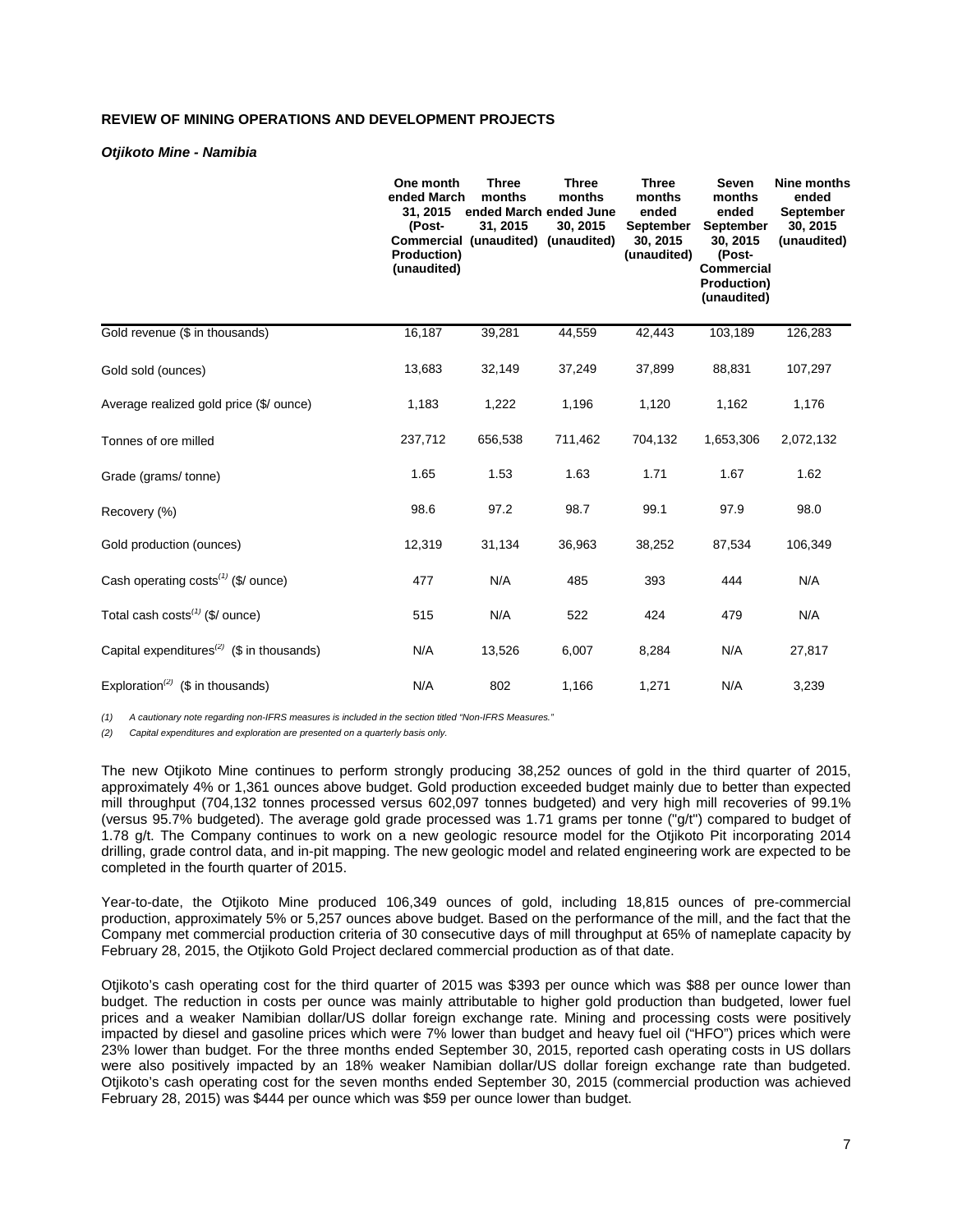## REVIEW OF MINING OPERATIONS AND DEVELOPMENT PROJECTS

### *Otjikoto Mine - Namibia*

| | One month ended March 31, 2015 (Post-Commercial Production) (unaudited) | Three months ended March 31, 2015 (unaudited) | Three months ended June 30, 2015 (unaudited) | Three months ended September 30, 2015 (unaudited) | Seven months ended September 30, 2015 (Post-Commercial Production) (unaudited) | Nine months ended September 30, 2015 (unaudited) |
|---|---|---|---|---|---|---|
| Gold revenue ($ in thousands) | 16,187 | 39,281 | 44,559 | 42,443 | 103,189 | 126,283 |
| Gold sold (ounces) | 13,683 | 32,149 | 37,249 | 37,899 | 88,831 | 107,297 |
| Average realized gold price ($/ ounce) | 1,183 | 1,222 | 1,196 | 1,120 | 1,162 | 1,176 |
| Tonnes of ore milled | 237,712 | 656,538 | 711,462 | 704,132 | 1,653,306 | 2,072,132 |
| Grade (grams/ tonne) | 1.65 | 1.53 | 1.63 | 1.71 | 1.67 | 1.62 |
| Recovery (%) | 98.6 | 97.2 | 98.7 | 99.1 | 97.9 | 98.0 |
| Gold production (ounces) | 12,319 | 31,134 | 36,963 | 38,252 | 87,534 | 106,349 |
| Cash operating costs[(1)] ($/ ounce) | 477 | N/A | 485 | 393 | 444 | N/A |
| Total cash costs[(1)] ($/ ounce) | 515 | N/A | 522 | 424 | 479 | N/A |
| Capital expenditures[(2)] ($ in thousands) | N/A | 13,526 | 6,007 | 8,284 | N/A | 27,817 |
| Exploration[(2)] ($ in thousands) | N/A | 802 | 1,166 | 1,271 | N/A | 3,239 |

*(1) A cautionary note regarding non-IFRS measures is included in the section titled "Non-IFRS Measures."*

*(2) Capital expenditures and exploration are presented on a quarterly basis only.*

The new Otjikoto Mine continues to perform strongly producing 38,252 ounces of gold in the third quarter of 2015, approximately 4% or 1,361 ounces above budget. Gold production exceeded budget mainly due to better than expected mill throughput (704,132 tonnes processed versus 602,097 tonnes budgeted) and very high mill recoveries of 99.1% (versus 95.7% budgeted). The average gold grade processed was 1.71 grams per tonne ("g/t") compared to budget of 1.78 g/t. The Company continues to work on a new geologic resource model for the Otjikoto Pit incorporating 2014 drilling, grade control data, and in-pit mapping. The new geologic model and related engineering work are expected to be completed in the fourth quarter of 2015.

Year-to-date, the Otjikoto Mine produced 106,349 ounces of gold, including 18,815 ounces of pre-commercial production, approximately 5% or 5,257 ounces above budget. Based on the performance of the mill, and the fact that the Company met commercial production criteria of 30 consecutive days of mill throughput at 65% of nameplate capacity by February 28, 2015, the Otjikoto Gold Project declared commercial production as of that date.

Otjikoto's cash operating cost for the third quarter of 2015 was $393 per ounce which was $88 per ounce lower than budget. The reduction in costs per ounce was mainly attributable to higher gold production than budgeted, lower fuel prices and a weaker Namibian dollar/US dollar foreign exchange rate. Mining and processing costs were positively impacted by diesel and gasoline prices which were 7% lower than budget and heavy fuel oil ("HFO") prices which were 23% lower than budget. For the three months ended September 30, 2015, reported cash operating costs in US dollars were also positively impacted by an 18% weaker Namibian dollar/US dollar foreign exchange rate than budgeted. Otjikoto's cash operating cost for the seven months ended September 30, 2015 (commercial production was achieved February 28, 2015) was $444 per ounce which was $59 per ounce lower than budget.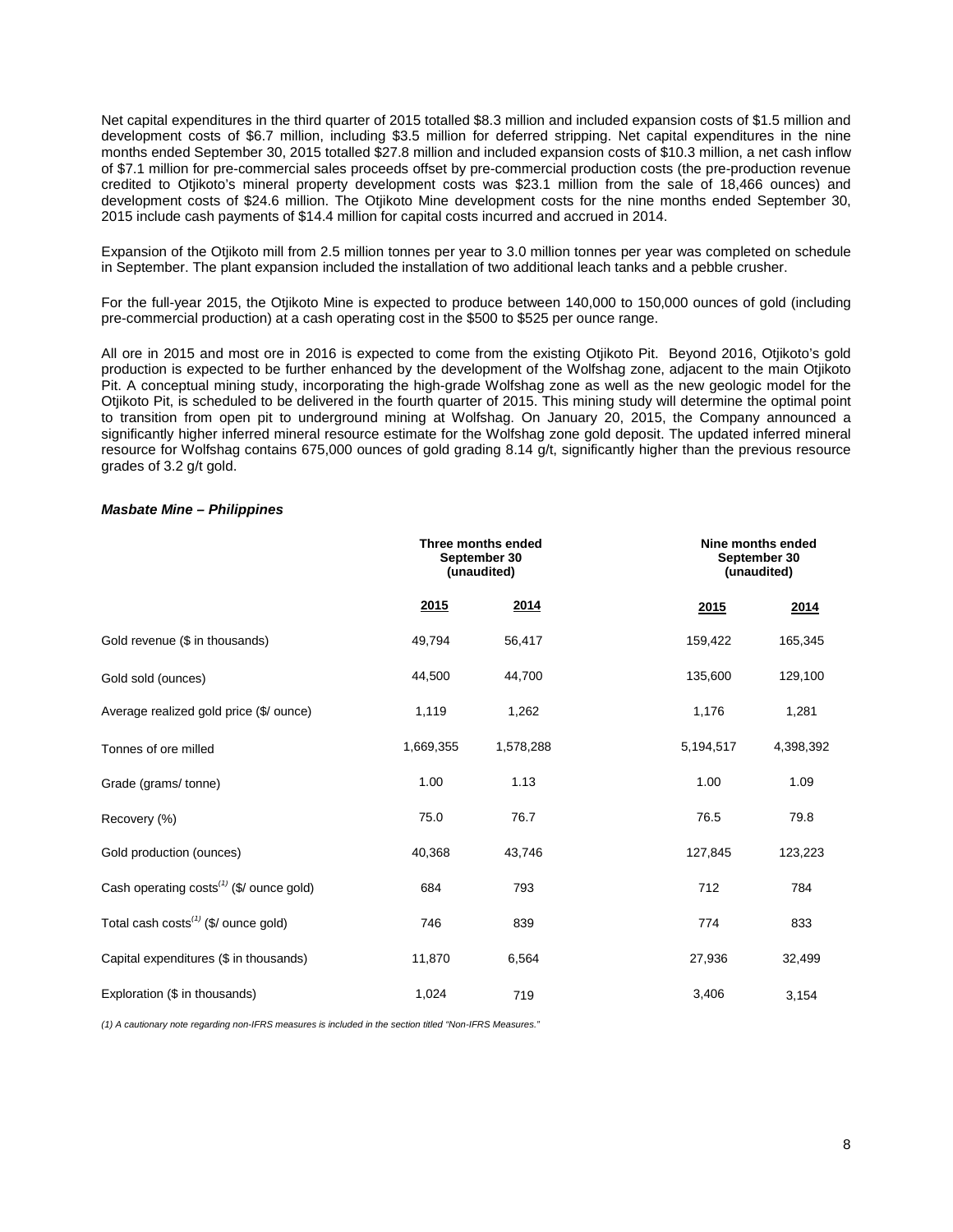Net capital expenditures in the third quarter of 2015 totalled $8.3 million and included expansion costs of $1.5 million and development costs of $6.7 million, including $3.5 million for deferred stripping. Net capital expenditures in the nine months ended September 30, 2015 totalled $27.8 million and included expansion costs of $10.3 million, a net cash inflow of $7.1 million for pre-commercial sales proceeds offset by pre-commercial production costs (the pre-production revenue credited to Otjikoto's mineral property development costs was $23.1 million from the sale of 18,466 ounces) and development costs of $24.6 million. The Otjikoto Mine development costs for the nine months ended September 30, 2015 include cash payments of $14.4 million for capital costs incurred and accrued in 2014.

Expansion of the Otjikoto mill from 2.5 million tonnes per year to 3.0 million tonnes per year was completed on schedule in September. The plant expansion included the installation of two additional leach tanks and a pebble crusher.

For the full-year 2015, the Otjikoto Mine is expected to produce between 140,000 to 150,000 ounces of gold (including pre-commercial production) at a cash operating cost in the $500 to $525 per ounce range.

All ore in 2015 and most ore in 2016 is expected to come from the existing Otjikoto Pit. Beyond 2016, Otjikoto's gold production is expected to be further enhanced by the development of the Wolfshag zone, adjacent to the main Otjikoto Pit. A conceptual mining study, incorporating the high-grade Wolfshag zone as well as the new geologic model for the Otjikoto Pit, is scheduled to be delivered in the fourth quarter of 2015. This mining study will determine the optimal point to transition from open pit to underground mining at Wolfshag. On January 20, 2015, the Company announced a significantly higher inferred mineral resource estimate for the Wolfshag zone gold deposit. The updated inferred mineral resource for Wolfshag contains 675,000 ounces of gold grading 8.14 g/t, significantly higher than the previous resource grades of 3.2 g/t gold.

***Masbate Mine – Philippines***

| | Three months ended September 30 (unaudited) | | Nine months ended September 30 (unaudited) | |
|---|---|---|---|---|
| | **2015** | **2014** | **2015** | **2014** |
| Gold revenue ($ in thousands) | 49,794 | 56,417 | 159,422 | 165,345 |
| Gold sold (ounces) | 44,500 | 44,700 | 135,600 | 129,100 |
| Average realized gold price ($/ ounce) | 1,119 | 1,262 | 1,176 | 1,281 |
| Tonnes of ore milled | 1,669,355 | 1,578,288 | 5,194,517 | 4,398,392 |
| Grade (grams/ tonne) | 1.00 | 1.13 | 1.00 | 1.09 |
| Recovery (%) | 75.0 | 76.7 | 76.5 | 79.8 |
| Gold production (ounces) | 40,368 | 43,746 | 127,845 | 123,223 |
| Cash operating costs(1) ($/ ounce gold) | 684 | 793 | 712 | 784 |
| Total cash costs(1) ($/ ounce gold) | 746 | 839 | 774 | 833 |
| Capital expenditures ($ in thousands) | 11,870 | 6,564 | 27,936 | 32,499 |
| Exploration ($ in thousands) | 1,024 | 719 | 3,406 | 3,154 |

*(1) A cautionary note regarding non-IFRS measures is included in the section titled "Non-IFRS Measures."*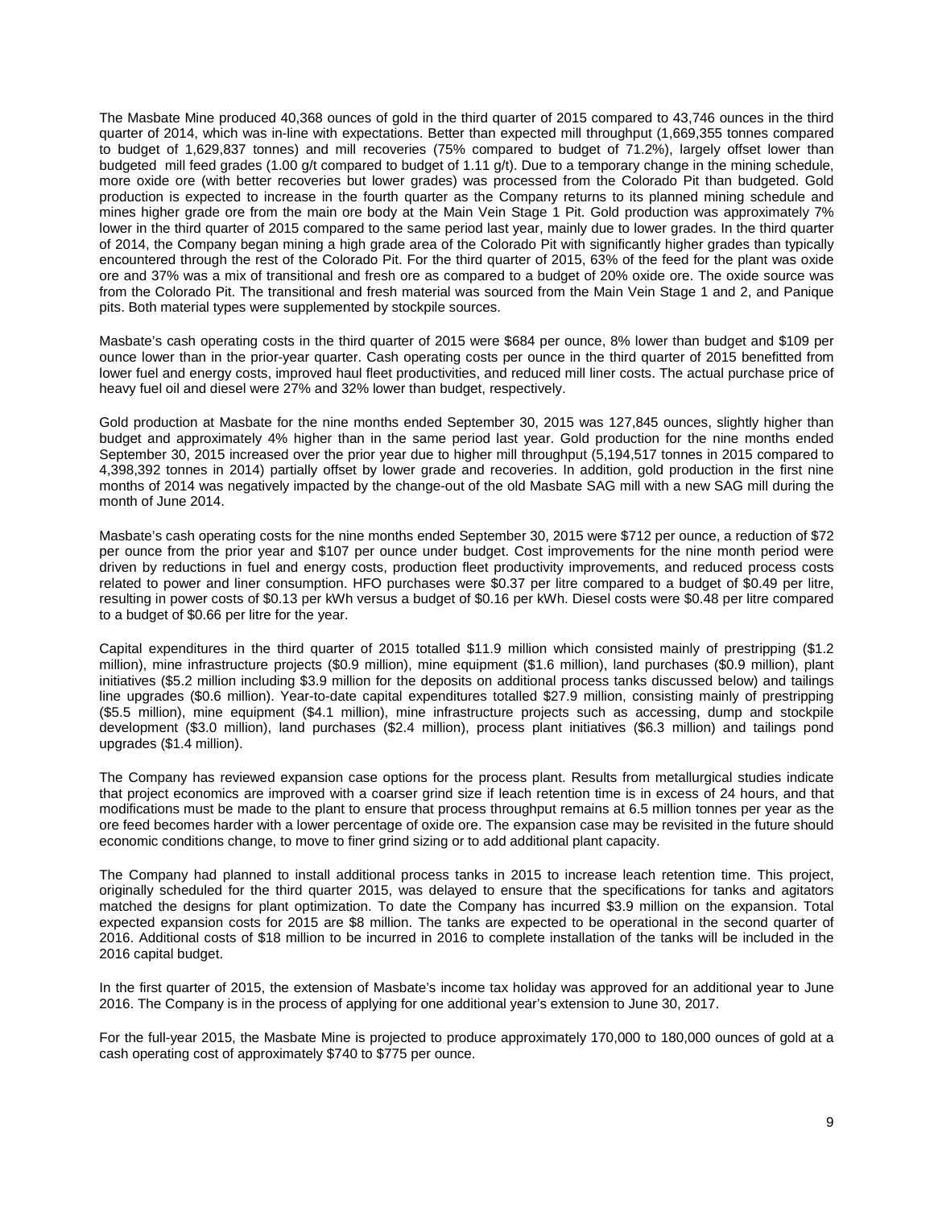The Masbate Mine produced 40,368 ounces of gold in the third quarter of 2015 compared to 43,746 ounces in the third quarter of 2014, which was in-line with expectations. Better than expected mill throughput (1,669,355 tonnes compared to budget of 1,629,837 tonnes) and mill recoveries (75% compared to budget of 71.2%), largely offset lower than budgeted mill feed grades (1.00 g/t compared to budget of 1.11 g/t). Due to a temporary change in the mining schedule, more oxide ore (with better recoveries but lower grades) was processed from the Colorado Pit than budgeted. Gold production is expected to increase in the fourth quarter as the Company returns to its planned mining schedule and mines higher grade ore from the main ore body at the Main Vein Stage 1 Pit. Gold production was approximately 7% lower in the third quarter of 2015 compared to the same period last year, mainly due to lower grades. In the third quarter of 2014, the Company began mining a high grade area of the Colorado Pit with significantly higher grades than typically encountered through the rest of the Colorado Pit. For the third quarter of 2015, 63% of the feed for the plant was oxide ore and 37% was a mix of transitional and fresh ore as compared to a budget of 20% oxide ore. The oxide source was from the Colorado Pit. The transitional and fresh material was sourced from the Main Vein Stage 1 and 2, and Panique pits. Both material types were supplemented by stockpile sources.

Masbate's cash operating costs in the third quarter of 2015 were $684 per ounce, 8% lower than budget and $109 per ounce lower than in the prior-year quarter. Cash operating costs per ounce in the third quarter of 2015 benefitted from lower fuel and energy costs, improved haul fleet productivities, and reduced mill liner costs. The actual purchase price of heavy fuel oil and diesel were 27% and 32% lower than budget, respectively.

Gold production at Masbate for the nine months ended September 30, 2015 was 127,845 ounces, slightly higher than budget and approximately 4% higher than in the same period last year. Gold production for the nine months ended September 30, 2015 increased over the prior year due to higher mill throughput (5,194,517 tonnes in 2015 compared to 4,398,392 tonnes in 2014) partially offset by lower grade and recoveries. In addition, gold production in the first nine months of 2014 was negatively impacted by the change-out of the old Masbate SAG mill with a new SAG mill during the month of June 2014.

Masbate's cash operating costs for the nine months ended September 30, 2015 were $712 per ounce, a reduction of $72 per ounce from the prior year and $107 per ounce under budget. Cost improvements for the nine month period were driven by reductions in fuel and energy costs, production fleet productivity improvements, and reduced process costs related to power and liner consumption. HFO purchases were $0.37 per litre compared to a budget of $0.49 per litre, resulting in power costs of $0.13 per kWh versus a budget of $0.16 per kWh. Diesel costs were $0.48 per litre compared to a budget of $0.66 per litre for the year.

Capital expenditures in the third quarter of 2015 totalled $11.9 million which consisted mainly of prestripping ($1.2 million), mine infrastructure projects ($0.9 million), mine equipment ($1.6 million), land purchases ($0.9 million), plant initiatives ($5.2 million including $3.9 million for the deposits on additional process tanks discussed below) and tailings line upgrades ($0.6 million). Year-to-date capital expenditures totalled $27.9 million, consisting mainly of prestripping ($5.5 million), mine equipment ($4.1 million), mine infrastructure projects such as accessing, dump and stockpile development ($3.0 million), land purchases ($2.4 million), process plant initiatives ($6.3 million) and tailings pond upgrades ($1.4 million).

The Company has reviewed expansion case options for the process plant. Results from metallurgical studies indicate that project economics are improved with a coarser grind size if leach retention time is in excess of 24 hours, and that modifications must be made to the plant to ensure that process throughput remains at 6.5 million tonnes per year as the ore feed becomes harder with a lower percentage of oxide ore. The expansion case may be revisited in the future should economic conditions change, to move to finer grind sizing or to add additional plant capacity.

The Company had planned to install additional process tanks in 2015 to increase leach retention time. This project, originally scheduled for the third quarter 2015, was delayed to ensure that the specifications for tanks and agitators matched the designs for plant optimization. To date the Company has incurred $3.9 million on the expansion. Total expected expansion costs for 2015 are $8 million. The tanks are expected to be operational in the second quarter of 2016. Additional costs of $18 million to be incurred in 2016 to complete installation of the tanks will be included in the 2016 capital budget.

In the first quarter of 2015, the extension of Masbate's income tax holiday was approved for an additional year to June 2016. The Company is in the process of applying for one additional year's extension to June 30, 2017.

For the full-year 2015, the Masbate Mine is projected to produce approximately 170,000 to 180,000 ounces of gold at a cash operating cost of approximately $740 to $775 per ounce.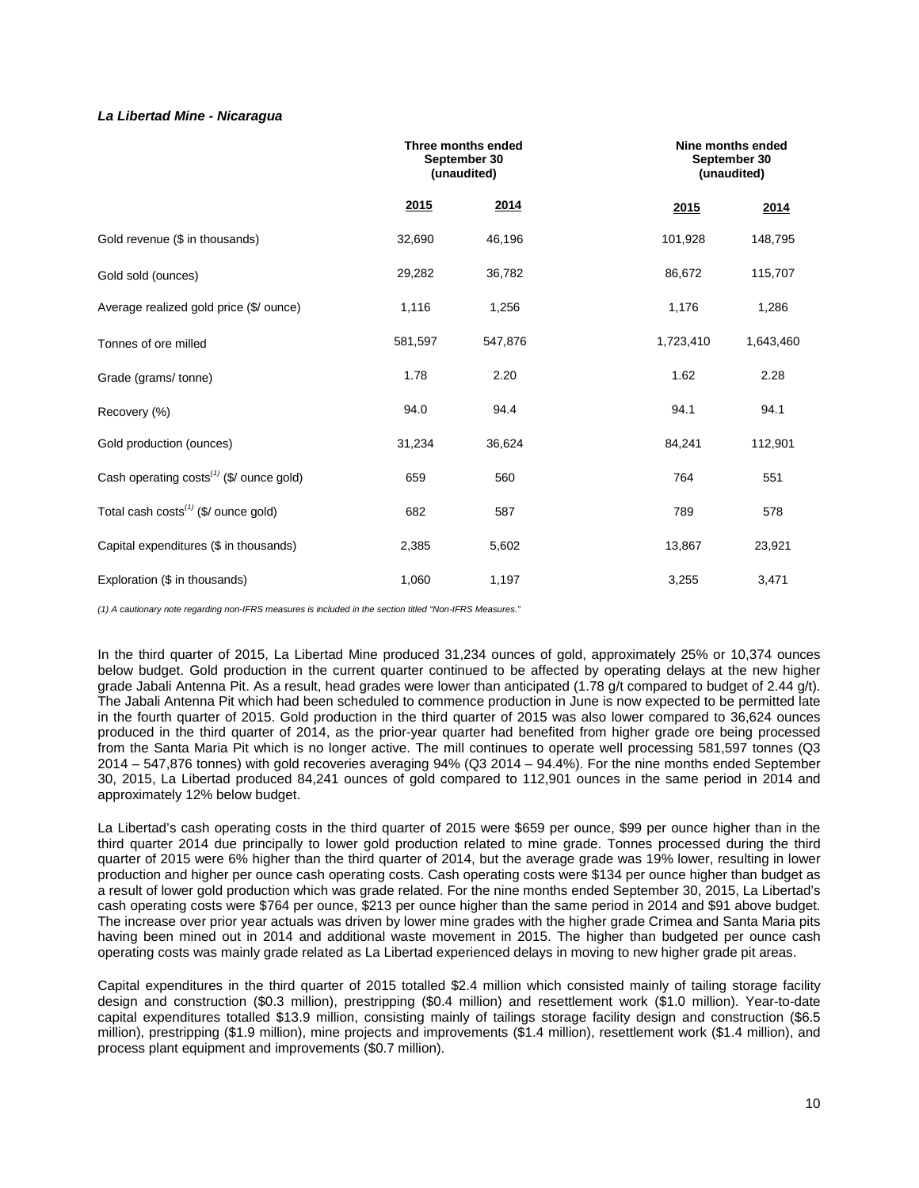***La Libertad Mine - Nicaragua***

| | Three months ended September 30 (unaudited) | | Nine months ended September 30 (unaudited) | |
|---|---|---|---|---|
| | 2015 | 2014 | 2015 | 2014 |
| Gold revenue ($ in thousands) | 32,690 | 46,196 | 101,928 | 148,795 |
| Gold sold (ounces) | 29,282 | 36,782 | 86,672 | 115,707 |
| Average realized gold price ($/ ounce) | 1,116 | 1,256 | 1,176 | 1,286 |
| Tonnes of ore milled | 581,597 | 547,876 | 1,723,410 | 1,643,460 |
| Grade (grams/ tonne) | 1.78 | 2.20 | 1.62 | 2.28 |
| Recovery (%) | 94.0 | 94.4 | 94.1 | 94.1 |
| Gold production (ounces) | 31,234 | 36,624 | 84,241 | 112,901 |
| Cash operating costs(1) ($/ ounce gold) | 659 | 560 | 764 | 551 |
| Total cash costs(1) ($/ ounce gold) | 682 | 587 | 789 | 578 |
| Capital expenditures ($ in thousands) | 2,385 | 5,602 | 13,867 | 23,921 |
| Exploration ($ in thousands) | 1,060 | 1,197 | 3,255 | 3,471 |

*(1) A cautionary note regarding non-IFRS measures is included in the section titled "Non-IFRS Measures."*

In the third quarter of 2015, La Libertad Mine produced 31,234 ounces of gold, approximately 25% or 10,374 ounces below budget. Gold production in the current quarter continued to be affected by operating delays at the new higher grade Jabali Antenna Pit. As a result, head grades were lower than anticipated (1.78 g/t compared to budget of 2.44 g/t). The Jabali Antenna Pit which had been scheduled to commence production in June is now expected to be permitted late in the fourth quarter of 2015. Gold production in the third quarter of 2015 was also lower compared to 36,624 ounces produced in the third quarter of 2014, as the prior-year quarter had benefited from higher grade ore being processed from the Santa Maria Pit which is no longer active. The mill continues to operate well processing 581,597 tonnes (Q3 2014 – 547,876 tonnes) with gold recoveries averaging 94% (Q3 2014 – 94.4%). For the nine months ended September 30, 2015, La Libertad produced 84,241 ounces of gold compared to 112,901 ounces in the same period in 2014 and approximately 12% below budget.

La Libertad's cash operating costs in the third quarter of 2015 were $659 per ounce, $99 per ounce higher than in the third quarter 2014 due principally to lower gold production related to mine grade. Tonnes processed during the third quarter of 2015 were 6% higher than the third quarter of 2014, but the average grade was 19% lower, resulting in lower production and higher per ounce cash operating costs. Cash operating costs were $134 per ounce higher than budget as a result of lower gold production which was grade related. For the nine months ended September 30, 2015, La Libertad's cash operating costs were $764 per ounce, $213 per ounce higher than the same period in 2014 and $91 above budget. The increase over prior year actuals was driven by lower mine grades with the higher grade Crimea and Santa Maria pits having been mined out in 2014 and additional waste movement in 2015. The higher than budgeted per ounce cash operating costs was mainly grade related as La Libertad experienced delays in moving to new higher grade pit areas.

Capital expenditures in the third quarter of 2015 totalled $2.4 million which consisted mainly of tailing storage facility design and construction ($0.3 million), prestripping ($0.4 million) and resettlement work ($1.0 million). Year-to-date capital expenditures totalled $13.9 million, consisting mainly of tailings storage facility design and construction ($6.5 million), prestripping ($1.9 million), mine projects and improvements ($1.4 million), resettlement work ($1.4 million), and process plant equipment and improvements ($0.7 million).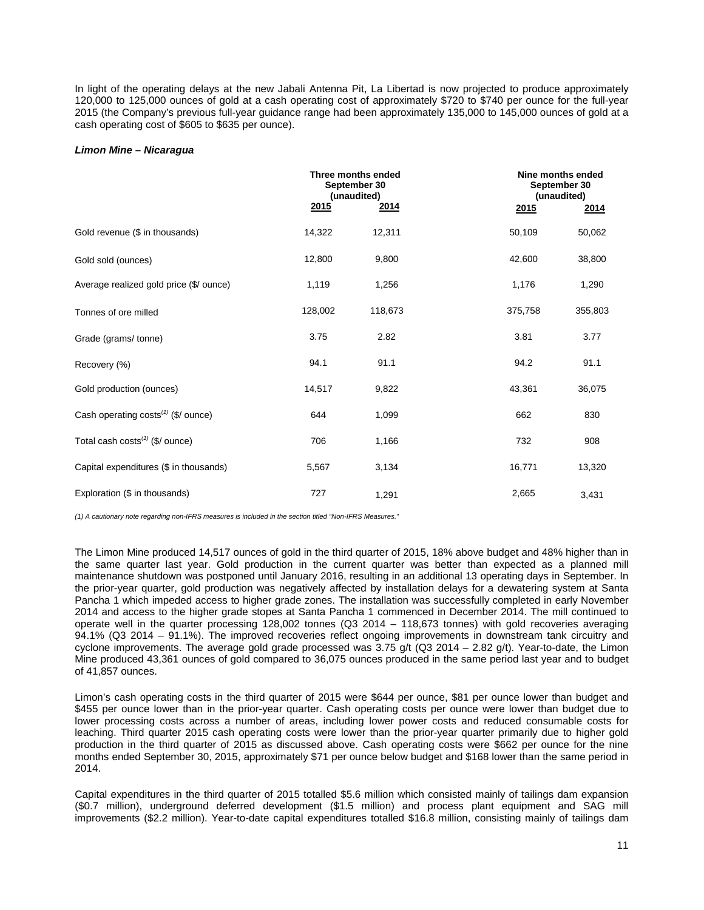In light of the operating delays at the new Jabali Antenna Pit, La Libertad is now projected to produce approximately 120,000 to 125,000 ounces of gold at a cash operating cost of approximately $720 to $740 per ounce for the full-year 2015 (the Company's previous full-year guidance range had been approximately 135,000 to 145,000 ounces of gold at a cash operating cost of $605 to $635 per ounce).

***Limon Mine – Nicaragua***

| | Three months ended September 30 (unaudited) | | Nine months ended September 30 (unaudited) | |
|---|---|---|---|---|
| | **2015** | **2014** | **2015** | **2014** |
| Gold revenue ($ in thousands) | 14,322 | 12,311 | 50,109 | 50,062 |
| Gold sold (ounces) | 12,800 | 9,800 | 42,600 | 38,800 |
| Average realized gold price ($/ ounce) | 1,119 | 1,256 | 1,176 | 1,290 |
| Tonnes of ore milled | 128,002 | 118,673 | 375,758 | 355,803 |
| Grade (grams/ tonne) | 3.75 | 2.82 | 3.81 | 3.77 |
| Recovery (%) | 94.1 | 91.1 | 94.2 | 91.1 |
| Gold production (ounces) | 14,517 | 9,822 | 43,361 | 36,075 |
| Cash operating costs*(1)* ($/ ounce) | 644 | 1,099 | 662 | 830 |
| Total cash costs*(1)* ($/ ounce) | 706 | 1,166 | 732 | 908 |
| Capital expenditures ($ in thousands) | 5,567 | 3,134 | 16,771 | 13,320 |
| Exploration ($ in thousands) | 727 | 1,291 | 2,665 | 3,431 |

*(1) A cautionary note regarding non-IFRS measures is included in the section titled "Non-IFRS Measures."*

The Limon Mine produced 14,517 ounces of gold in the third quarter of 2015, 18% above budget and 48% higher than in the same quarter last year. Gold production in the current quarter was better than expected as a planned mill maintenance shutdown was postponed until January 2016, resulting in an additional 13 operating days in September. In the prior-year quarter, gold production was negatively affected by installation delays for a dewatering system at Santa Pancha 1 which impeded access to higher grade zones. The installation was successfully completed in early November 2014 and access to the higher grade stopes at Santa Pancha 1 commenced in December 2014. The mill continued to operate well in the quarter processing 128,002 tonnes (Q3 2014 – 118,673 tonnes) with gold recoveries averaging 94.1% (Q3 2014 – 91.1%). The improved recoveries reflect ongoing improvements in downstream tank circuitry and cyclone improvements. The average gold grade processed was 3.75 g/t (Q3 2014 – 2.82 g/t). Year-to-date, the Limon Mine produced 43,361 ounces of gold compared to 36,075 ounces produced in the same period last year and to budget of 41,857 ounces.

Limon's cash operating costs in the third quarter of 2015 were $644 per ounce, $81 per ounce lower than budget and $455 per ounce lower than in the prior-year quarter. Cash operating costs per ounce were lower than budget due to lower processing costs across a number of areas, including lower power costs and reduced consumable costs for leaching. Third quarter 2015 cash operating costs were lower than the prior-year quarter primarily due to higher gold production in the third quarter of 2015 as discussed above. Cash operating costs were $662 per ounce for the nine months ended September 30, 2015, approximately $71 per ounce below budget and $168 lower than the same period in 2014.

Capital expenditures in the third quarter of 2015 totalled $5.6 million which consisted mainly of tailings dam expansion ($0.7 million), underground deferred development ($1.5 million) and process plant equipment and SAG mill improvements ($2.2 million). Year-to-date capital expenditures totalled $16.8 million, consisting mainly of tailings dam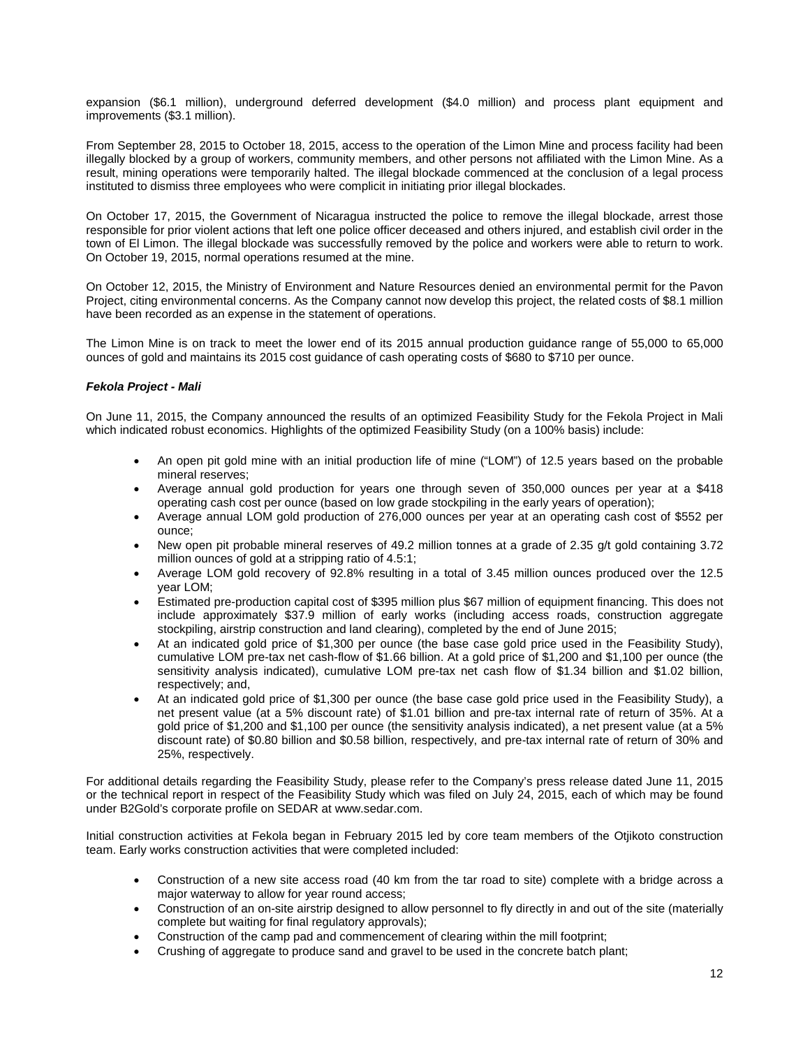expansion ($6.1 million), underground deferred development ($4.0 million) and process plant equipment and improvements ($3.1 million).

From September 28, 2015 to October 18, 2015, access to the operation of the Limon Mine and process facility had been illegally blocked by a group of workers, community members, and other persons not affiliated with the Limon Mine. As a result, mining operations were temporarily halted. The illegal blockade commenced at the conclusion of a legal process instituted to dismiss three employees who were complicit in initiating prior illegal blockades.

On October 17, 2015, the Government of Nicaragua instructed the police to remove the illegal blockade, arrest those responsible for prior violent actions that left one police officer deceased and others injured, and establish civil order in the town of El Limon. The illegal blockade was successfully removed by the police and workers were able to return to work. On October 19, 2015, normal operations resumed at the mine.

On October 12, 2015, the Ministry of Environment and Nature Resources denied an environmental permit for the Pavon Project, citing environmental concerns. As the Company cannot now develop this project, the related costs of $8.1 million have been recorded as an expense in the statement of operations.

The Limon Mine is on track to meet the lower end of its 2015 annual production guidance range of 55,000 to 65,000 ounces of gold and maintains its 2015 cost guidance of cash operating costs of $680 to $710 per ounce.

***Fekola Project - Mali***

On June 11, 2015, the Company announced the results of an optimized Feasibility Study for the Fekola Project in Mali which indicated robust economics. Highlights of the optimized Feasibility Study (on a 100% basis) include:

- An open pit gold mine with an initial production life of mine ("LOM") of 12.5 years based on the probable mineral reserves;
- Average annual gold production for years one through seven of 350,000 ounces per year at a $418 operating cash cost per ounce (based on low grade stockpiling in the early years of operation);
- Average annual LOM gold production of 276,000 ounces per year at an operating cash cost of $552 per ounce;
- New open pit probable mineral reserves of 49.2 million tonnes at a grade of 2.35 g/t gold containing 3.72 million ounces of gold at a stripping ratio of 4.5:1;
- Average LOM gold recovery of 92.8% resulting in a total of 3.45 million ounces produced over the 12.5 year LOM;
- Estimated pre-production capital cost of $395 million plus $67 million of equipment financing. This does not include approximately $37.9 million of early works (including access roads, construction aggregate stockpiling, airstrip construction and land clearing), completed by the end of June 2015;
- At an indicated gold price of $1,300 per ounce (the base case gold price used in the Feasibility Study), cumulative LOM pre-tax net cash-flow of $1.66 billion. At a gold price of $1,200 and $1,100 per ounce (the sensitivity analysis indicated), cumulative LOM pre-tax net cash flow of $1.34 billion and $1.02 billion, respectively; and,
- At an indicated gold price of $1,300 per ounce (the base case gold price used in the Feasibility Study), a net present value (at a 5% discount rate) of $1.01 billion and pre-tax internal rate of return of 35%. At a gold price of $1,200 and $1,100 per ounce (the sensitivity analysis indicated), a net present value (at a 5% discount rate) of $0.80 billion and $0.58 billion, respectively, and pre-tax internal rate of return of 30% and 25%, respectively.

For additional details regarding the Feasibility Study, please refer to the Company's press release dated June 11, 2015 or the technical report in respect of the Feasibility Study which was filed on July 24, 2015, each of which may be found under B2Gold's corporate profile on SEDAR at www.sedar.com.

Initial construction activities at Fekola began in February 2015 led by core team members of the Otjikoto construction team. Early works construction activities that were completed included:

- Construction of a new site access road (40 km from the tar road to site) complete with a bridge across a major waterway to allow for year round access;
- Construction of an on-site airstrip designed to allow personnel to fly directly in and out of the site (materially complete but waiting for final regulatory approvals);
- Construction of the camp pad and commencement of clearing within the mill footprint;
- Crushing of aggregate to produce sand and gravel to be used in the concrete batch plant;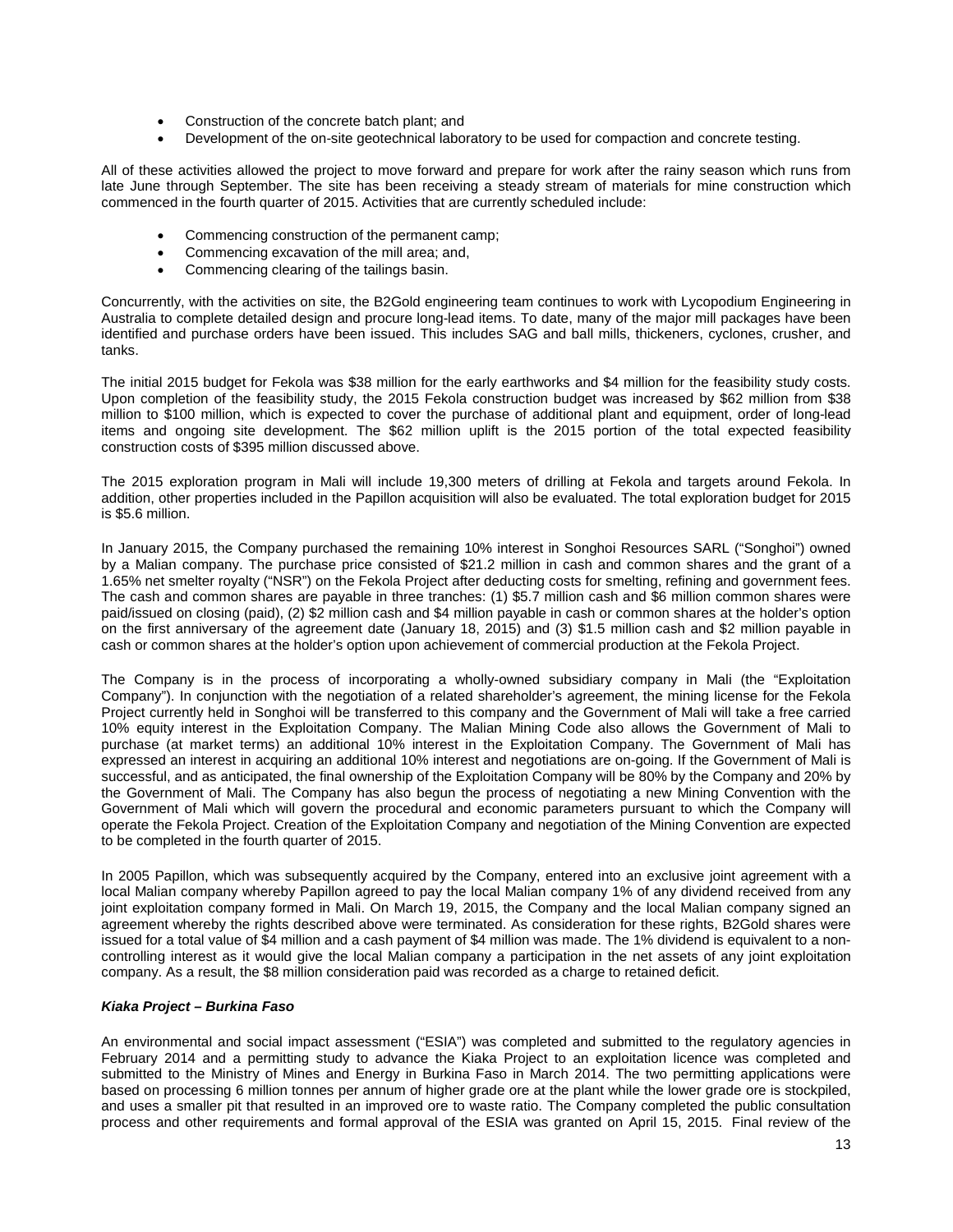- Construction of the concrete batch plant; and
- Development of the on-site geotechnical laboratory to be used for compaction and concrete testing.

All of these activities allowed the project to move forward and prepare for work after the rainy season which runs from late June through September. The site has been receiving a steady stream of materials for mine construction which commenced in the fourth quarter of 2015. Activities that are currently scheduled include:

- Commencing construction of the permanent camp;
- Commencing excavation of the mill area; and,
- Commencing clearing of the tailings basin.

Concurrently, with the activities on site, the B2Gold engineering team continues to work with Lycopodium Engineering in Australia to complete detailed design and procure long-lead items. To date, many of the major mill packages have been identified and purchase orders have been issued. This includes SAG and ball mills, thickeners, cyclones, crusher, and tanks.

The initial 2015 budget for Fekola was $38 million for the early earthworks and $4 million for the feasibility study costs. Upon completion of the feasibility study, the 2015 Fekola construction budget was increased by $62 million from $38 million to $100 million, which is expected to cover the purchase of additional plant and equipment, order of long-lead items and ongoing site development. The $62 million uplift is the 2015 portion of the total expected feasibility construction costs of $395 million discussed above.

The 2015 exploration program in Mali will include 19,300 meters of drilling at Fekola and targets around Fekola. In addition, other properties included in the Papillon acquisition will also be evaluated. The total exploration budget for 2015 is $5.6 million.

In January 2015, the Company purchased the remaining 10% interest in Songhoi Resources SARL ("Songhoi") owned by a Malian company. The purchase price consisted of $21.2 million in cash and common shares and the grant of a 1.65% net smelter royalty ("NSR") on the Fekola Project after deducting costs for smelting, refining and government fees. The cash and common shares are payable in three tranches: (1) $5.7 million cash and $6 million common shares were paid/issued on closing (paid), (2) $2 million cash and $4 million payable in cash or common shares at the holder's option on the first anniversary of the agreement date (January 18, 2015) and (3) $1.5 million cash and $2 million payable in cash or common shares at the holder's option upon achievement of commercial production at the Fekola Project.

The Company is in the process of incorporating a wholly-owned subsidiary company in Mali (the "Exploitation Company"). In conjunction with the negotiation of a related shareholder's agreement, the mining license for the Fekola Project currently held in Songhoi will be transferred to this company and the Government of Mali will take a free carried 10% equity interest in the Exploitation Company. The Malian Mining Code also allows the Government of Mali to purchase (at market terms) an additional 10% interest in the Exploitation Company. The Government of Mali has expressed an interest in acquiring an additional 10% interest and negotiations are on-going. If the Government of Mali is successful, and as anticipated, the final ownership of the Exploitation Company will be 80% by the Company and 20% by the Government of Mali. The Company has also begun the process of negotiating a new Mining Convention with the Government of Mali which will govern the procedural and economic parameters pursuant to which the Company will operate the Fekola Project. Creation of the Exploitation Company and negotiation of the Mining Convention are expected to be completed in the fourth quarter of 2015.

In 2005 Papillon, which was subsequently acquired by the Company, entered into an exclusive joint agreement with a local Malian company whereby Papillon agreed to pay the local Malian company 1% of any dividend received from any joint exploitation company formed in Mali. On March 19, 2015, the Company and the local Malian company signed an agreement whereby the rights described above were terminated. As consideration for these rights, B2Gold shares were issued for a total value of $4 million and a cash payment of $4 million was made. The 1% dividend is equivalent to a non-controlling interest as it would give the local Malian company a participation in the net assets of any joint exploitation company. As a result, the $8 million consideration paid was recorded as a charge to retained deficit.

***Kiaka Project – Burkina Faso***

An environmental and social impact assessment ("ESIA") was completed and submitted to the regulatory agencies in February 2014 and a permitting study to advance the Kiaka Project to an exploitation licence was completed and submitted to the Ministry of Mines and Energy in Burkina Faso in March 2014. The two permitting applications were based on processing 6 million tonnes per annum of higher grade ore at the plant while the lower grade ore is stockpiled, and uses a smaller pit that resulted in an improved ore to waste ratio. The Company completed the public consultation process and other requirements and formal approval of the ESIA was granted on April 15, 2015. Final review of the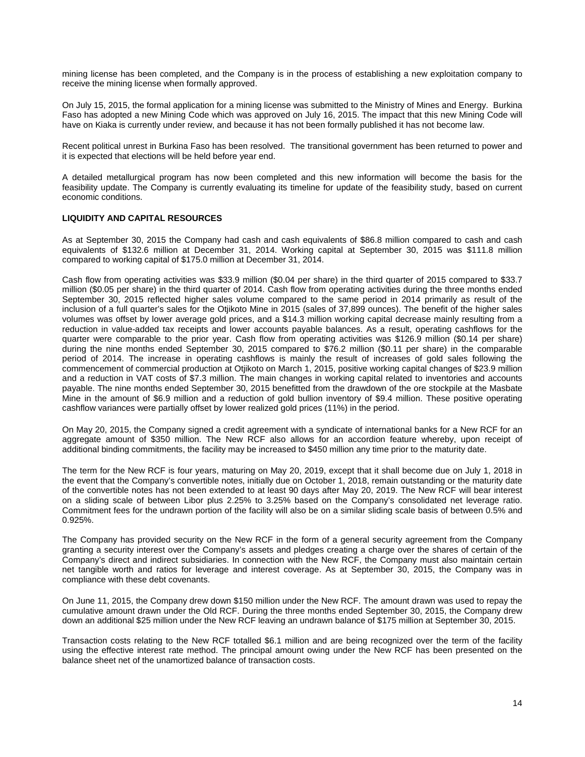mining license has been completed, and the Company is in the process of establishing a new exploitation company to receive the mining license when formally approved.

On July 15, 2015, the formal application for a mining license was submitted to the Ministry of Mines and Energy. Burkina Faso has adopted a new Mining Code which was approved on July 16, 2015. The impact that this new Mining Code will have on Kiaka is currently under review, and because it has not been formally published it has not become law.

Recent political unrest in Burkina Faso has been resolved. The transitional government has been returned to power and it is expected that elections will be held before year end.

A detailed metallurgical program has now been completed and this new information will become the basis for the feasibility update. The Company is currently evaluating its timeline for update of the feasibility study, based on current economic conditions.

## LIQUIDITY AND CAPITAL RESOURCES

As at September 30, 2015 the Company had cash and cash equivalents of $86.8 million compared to cash and cash equivalents of $132.6 million at December 31, 2014. Working capital at September 30, 2015 was $111.8 million compared to working capital of $175.0 million at December 31, 2014.

Cash flow from operating activities was $33.9 million ($0.04 per share) in the third quarter of 2015 compared to $33.7 million ($0.05 per share) in the third quarter of 2014. Cash flow from operating activities during the three months ended September 30, 2015 reflected higher sales volume compared to the same period in 2014 primarily as result of the inclusion of a full quarter's sales for the Otjikoto Mine in 2015 (sales of 37,899 ounces). The benefit of the higher sales volumes was offset by lower average gold prices, and a $14.3 million working capital decrease mainly resulting from a reduction in value-added tax receipts and lower accounts payable balances. As a result, operating cashflows for the quarter were comparable to the prior year. Cash flow from operating activities was $126.9 million ($0.14 per share) during the nine months ended September 30, 2015 compared to $76.2 million ($0.11 per share) in the comparable period of 2014. The increase in operating cashflows is mainly the result of increases of gold sales following the commencement of commercial production at Otjikoto on March 1, 2015, positive working capital changes of $23.9 million and a reduction in VAT costs of $7.3 million. The main changes in working capital related to inventories and accounts payable. The nine months ended September 30, 2015 benefitted from the drawdown of the ore stockpile at the Masbate Mine in the amount of $6.9 million and a reduction of gold bullion inventory of $9.4 million. These positive operating cashflow variances were partially offset by lower realized gold prices (11%) in the period.

On May 20, 2015, the Company signed a credit agreement with a syndicate of international banks for a New RCF for an aggregate amount of $350 million. The New RCF also allows for an accordion feature whereby, upon receipt of additional binding commitments, the facility may be increased to $450 million any time prior to the maturity date.

The term for the New RCF is four years, maturing on May 20, 2019, except that it shall become due on July 1, 2018 in the event that the Company's convertible notes, initially due on October 1, 2018, remain outstanding or the maturity date of the convertible notes has not been extended to at least 90 days after May 20, 2019. The New RCF will bear interest on a sliding scale of between Libor plus 2.25% to 3.25% based on the Company's consolidated net leverage ratio. Commitment fees for the undrawn portion of the facility will also be on a similar sliding scale basis of between 0.5% and 0.925%.

The Company has provided security on the New RCF in the form of a general security agreement from the Company granting a security interest over the Company's assets and pledges creating a charge over the shares of certain of the Company's direct and indirect subsidiaries. In connection with the New RCF, the Company must also maintain certain net tangible worth and ratios for leverage and interest coverage. As at September 30, 2015, the Company was in compliance with these debt covenants.

On June 11, 2015, the Company drew down $150 million under the New RCF. The amount drawn was used to repay the cumulative amount drawn under the Old RCF. During the three months ended September 30, 2015, the Company drew down an additional $25 million under the New RCF leaving an undrawn balance of $175 million at September 30, 2015.

Transaction costs relating to the New RCF totalled $6.1 million and are being recognized over the term of the facility using the effective interest rate method. The principal amount owing under the New RCF has been presented on the balance sheet net of the unamortized balance of transaction costs.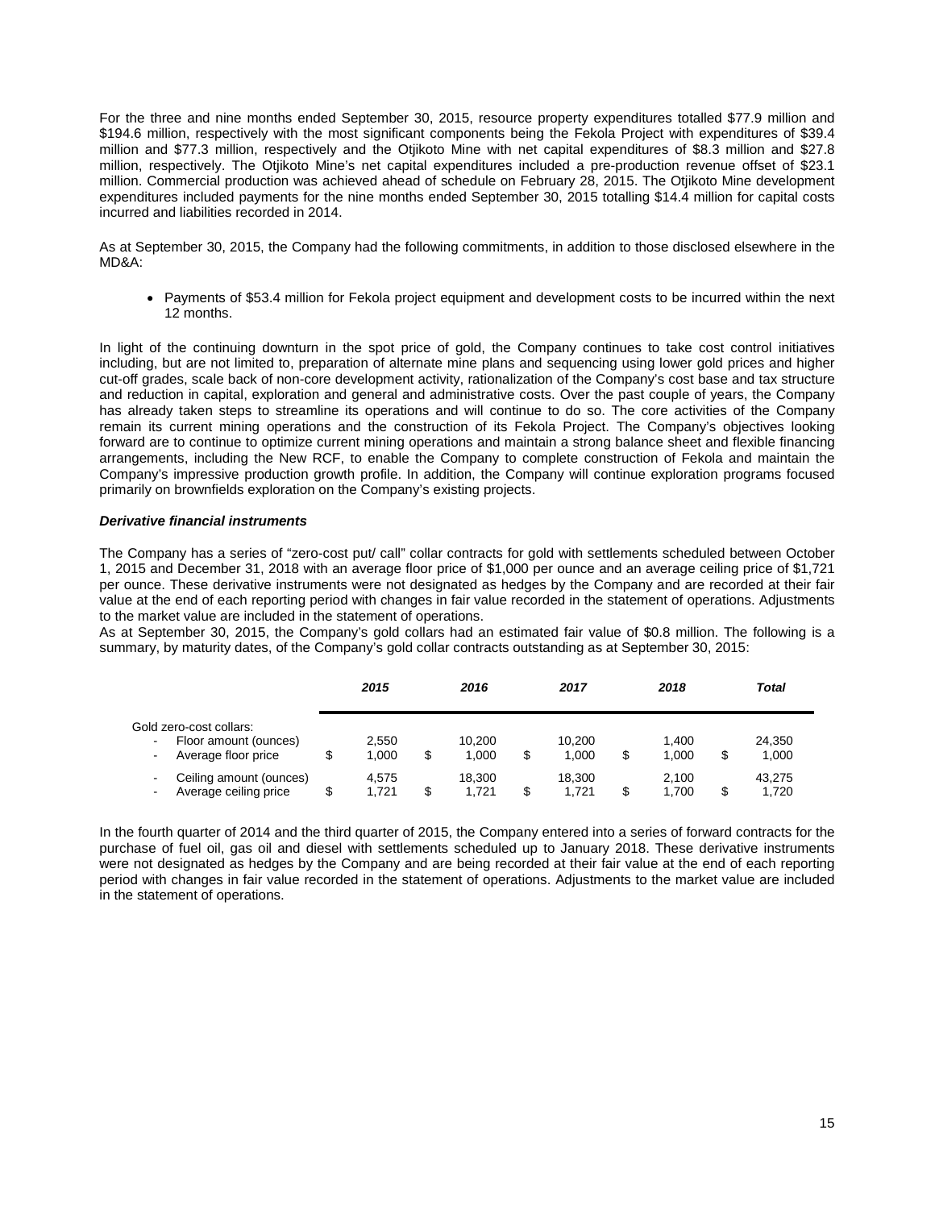For the three and nine months ended September 30, 2015, resource property expenditures totalled $77.9 million and $194.6 million, respectively with the most significant components being the Fekola Project with expenditures of $39.4 million and $77.3 million, respectively and the Otjikoto Mine with net capital expenditures of $8.3 million and $27.8 million, respectively. The Otjikoto Mine's net capital expenditures included a pre-production revenue offset of $23.1 million. Commercial production was achieved ahead of schedule on February 28, 2015. The Otjikoto Mine development expenditures included payments for the nine months ended September 30, 2015 totalling $14.4 million for capital costs incurred and liabilities recorded in 2014.

As at September 30, 2015, the Company had the following commitments, in addition to those disclosed elsewhere in the MD&A:

- Payments of $53.4 million for Fekola project equipment and development costs to be incurred within the next 12 months.

In light of the continuing downturn in the spot price of gold, the Company continues to take cost control initiatives including, but are not limited to, preparation of alternate mine plans and sequencing using lower gold prices and higher cut-off grades, scale back of non-core development activity, rationalization of the Company's cost base and tax structure and reduction in capital, exploration and general and administrative costs. Over the past couple of years, the Company has already taken steps to streamline its operations and will continue to do so. The core activities of the Company remain its current mining operations and the construction of its Fekola Project. The Company's objectives looking forward are to continue to optimize current mining operations and maintain a strong balance sheet and flexible financing arrangements, including the New RCF, to enable the Company to complete construction of Fekola and maintain the Company's impressive production growth profile. In addition, the Company will continue exploration programs focused primarily on brownfields exploration on the Company's existing projects.

### *Derivative financial instruments*

The Company has a series of "zero-cost put/ call" collar contracts for gold with settlements scheduled between October 1, 2015 and December 31, 2018 with an average floor price of $1,000 per ounce and an average ceiling price of $1,721 per ounce. These derivative instruments were not designated as hedges by the Company and are recorded at their fair value at the end of each reporting period with changes in fair value recorded in the statement of operations. Adjustments to the market value are included in the statement of operations.

As at September 30, 2015, the Company's gold collars had an estimated fair value of $0.8 million. The following is a summary, by maturity dates, of the Company's gold collar contracts outstanding as at September 30, 2015:

| | *2015* | *2016* | *2017* | *2018* | *Total* |
|---|---|---|---|---|---|
| Gold zero-cost collars: | | | | | |
| - Floor amount (ounces) | 2,550 | 10,200 | 10,200 | 1,400 | 24,350 |
| - Average floor price | $ 1,000 | $ 1,000 | $ 1,000 | $ 1,000 | $ 1,000 |
| - Ceiling amount (ounces) | 4,575 | 18,300 | 18,300 | 2,100 | 43,275 |
| - Average ceiling price | $ 1,721 | $ 1,721 | $ 1,721 | $ 1,700 | $ 1,720 |

In the fourth quarter of 2014 and the third quarter of 2015, the Company entered into a series of forward contracts for the purchase of fuel oil, gas oil and diesel with settlements scheduled up to January 2018. These derivative instruments were not designated as hedges by the Company and are being recorded at their fair value at the end of each reporting period with changes in fair value recorded in the statement of operations. Adjustments to the market value are included in the statement of operations.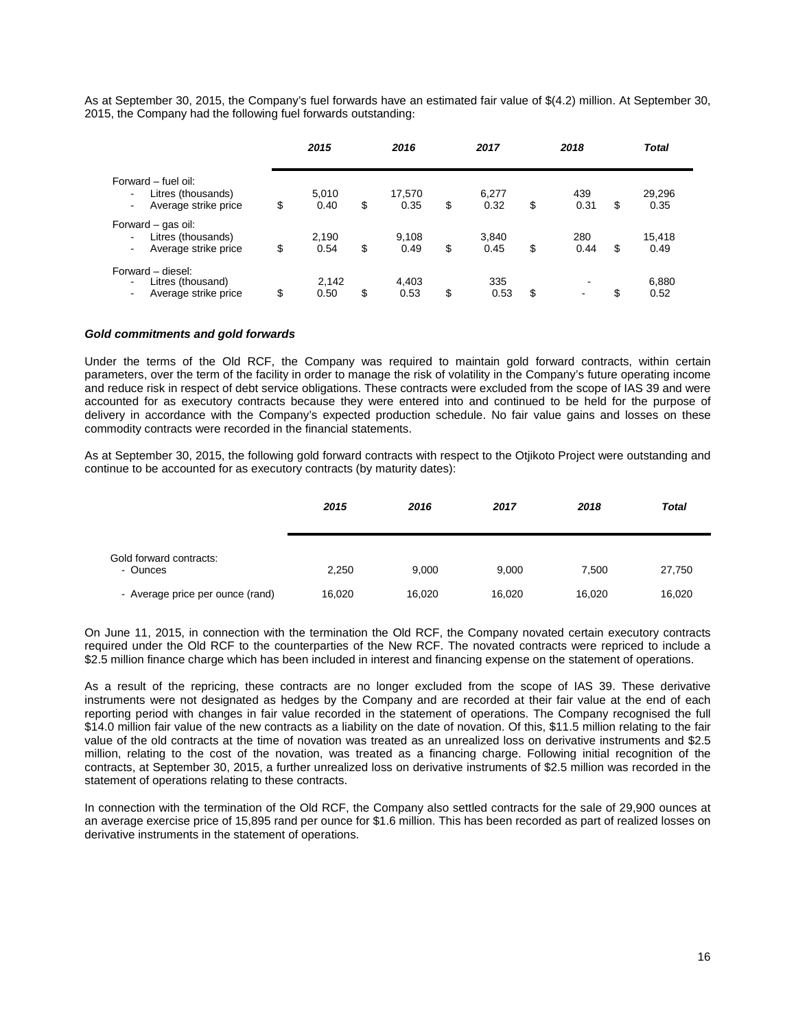As at September 30, 2015, the Company's fuel forwards have an estimated fair value of $(4.2) million. At September 30, 2015, the Company had the following fuel forwards outstanding:

| | 2015 | 2016 | 2017 | 2018 | Total |
|---|---|---|---|---|---|
| Forward – fuel oil: | | | | | |
| - Litres (thousands) | 5,010 | 17,570 | 6,277 | 439 | 29,296 |
| - Average strike price | $ 0.40 | $ 0.35 | $ 0.32 | $ 0.31 | $ 0.35 |
| Forward – gas oil: | | | | | |
| - Litres (thousands) | 2,190 | 9,108 | 3,840 | 280 | 15,418 |
| - Average strike price | $ 0.54 | $ 0.49 | $ 0.45 | $ 0.44 | $ 0.49 |
| Forward – diesel: | | | | | |
| - Litres (thousand) | 2,142 | 4,403 | 335 | - | 6,880 |
| - Average strike price | $ 0.50 | $ 0.53 | $ 0.53 | $ - | $ 0.52 |

***Gold commitments and gold forwards***

Under the terms of the Old RCF, the Company was required to maintain gold forward contracts, within certain parameters, over the term of the facility in order to manage the risk of volatility in the Company's future operating income and reduce risk in respect of debt service obligations. These contracts were excluded from the scope of IAS 39 and were accounted for as executory contracts because they were entered into and continued to be held for the purpose of delivery in accordance with the Company's expected production schedule. No fair value gains and losses on these commodity contracts were recorded in the financial statements.

As at September 30, 2015, the following gold forward contracts with respect to the Otjikoto Project were outstanding and continue to be accounted for as executory contracts (by maturity dates):

| | 2015 | 2016 | 2017 | 2018 | Total |
|---|---|---|---|---|---|
| Gold forward contracts: | | | | | |
| - Ounces | 2,250 | 9,000 | 9,000 | 7,500 | 27,750 |
| - Average price per ounce (rand) | 16,020 | 16,020 | 16,020 | 16,020 | 16,020 |

On June 11, 2015, in connection with the termination the Old RCF, the Company novated certain executory contracts required under the Old RCF to the counterparties of the New RCF. The novated contracts were repriced to include a $2.5 million finance charge which has been included in interest and financing expense on the statement of operations.

As a result of the repricing, these contracts are no longer excluded from the scope of IAS 39. These derivative instruments were not designated as hedges by the Company and are recorded at their fair value at the end of each reporting period with changes in fair value recorded in the statement of operations. The Company recognised the full $14.0 million fair value of the new contracts as a liability on the date of novation. Of this, $11.5 million relating to the fair value of the old contracts at the time of novation was treated as an unrealized loss on derivative instruments and $2.5 million, relating to the cost of the novation, was treated as a financing charge. Following initial recognition of the contracts, at September 30, 2015, a further unrealized loss on derivative instruments of $2.5 million was recorded in the statement of operations relating to these contracts.

In connection with the termination of the Old RCF, the Company also settled contracts for the sale of 29,900 ounces at an average exercise price of 15,895 rand per ounce for $1.6 million. This has been recorded as part of realized losses on derivative instruments in the statement of operations.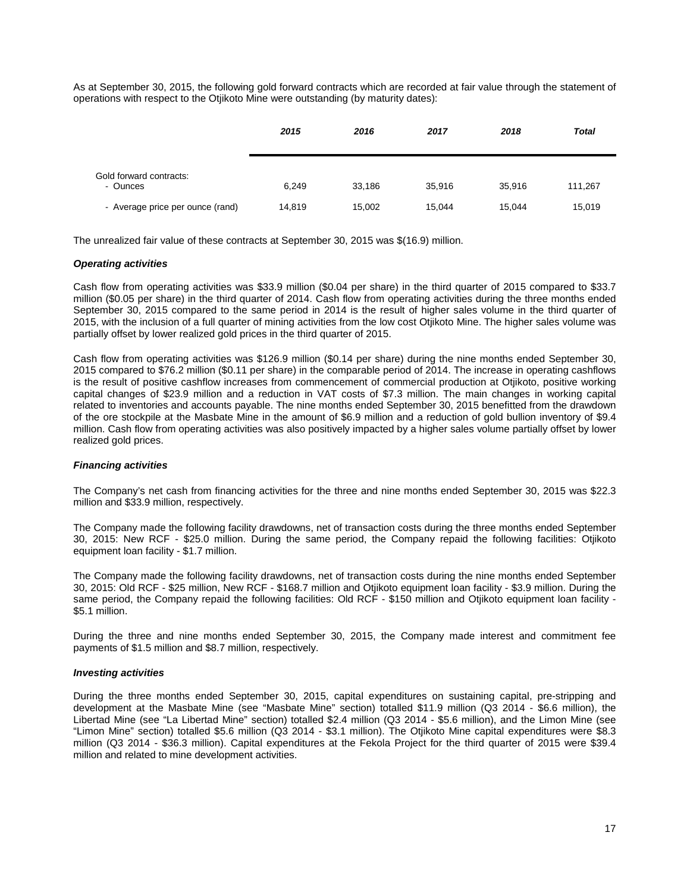As at September 30, 2015, the following gold forward contracts which are recorded at fair value through the statement of operations with respect to the Otjikoto Mine were outstanding (by maturity dates):

| | ***2015*** | ***2016*** | ***2017*** | ***2018*** | ***Total*** |
|---|---|---|---|---|---|
| Gold forward contracts: | | | | | |
| - Ounces | 6,249 | 33,186 | 35,916 | 35,916 | 111,267 |
| - Average price per ounce (rand) | 14,819 | 15,002 | 15,044 | 15,044 | 15,019 |

The unrealized fair value of these contracts at September 30, 2015 was $(16.9) million.

***Operating activities***

Cash flow from operating activities was $33.9 million ($0.04 per share) in the third quarter of 2015 compared to $33.7 million ($0.05 per share) in the third quarter of 2014. Cash flow from operating activities during the three months ended September 30, 2015 compared to the same period in 2014 is the result of higher sales volume in the third quarter of 2015, with the inclusion of a full quarter of mining activities from the low cost Otjikoto Mine. The higher sales volume was partially offset by lower realized gold prices in the third quarter of 2015.

Cash flow from operating activities was $126.9 million ($0.14 per share) during the nine months ended September 30, 2015 compared to $76.2 million ($0.11 per share) in the comparable period of 2014. The increase in operating cashflows is the result of positive cashflow increases from commencement of commercial production at Otjikoto, positive working capital changes of $23.9 million and a reduction in VAT costs of $7.3 million. The main changes in working capital related to inventories and accounts payable. The nine months ended September 30, 2015 benefitted from the drawdown of the ore stockpile at the Masbate Mine in the amount of $6.9 million and a reduction of gold bullion inventory of $9.4 million. Cash flow from operating activities was also positively impacted by a higher sales volume partially offset by lower realized gold prices.

***Financing activities***

The Company's net cash from financing activities for the three and nine months ended September 30, 2015 was $22.3 million and $33.9 million, respectively.

The Company made the following facility drawdowns, net of transaction costs during the three months ended September 30, 2015: New RCF - $25.0 million. During the same period, the Company repaid the following facilities: Otjikoto equipment loan facility - $1.7 million.

The Company made the following facility drawdowns, net of transaction costs during the nine months ended September 30, 2015: Old RCF - $25 million, New RCF - $168.7 million and Otjikoto equipment loan facility - $3.9 million. During the same period, the Company repaid the following facilities: Old RCF - $150 million and Otjikoto equipment loan facility - $5.1 million.

During the three and nine months ended September 30, 2015, the Company made interest and commitment fee payments of $1.5 million and $8.7 million, respectively.

***Investing activities***

During the three months ended September 30, 2015, capital expenditures on sustaining capital, pre-stripping and development at the Masbate Mine (see "Masbate Mine" section) totalled $11.9 million (Q3 2014 - $6.6 million), the Libertad Mine (see "La Libertad Mine" section) totalled $2.4 million (Q3 2014 - $5.6 million), and the Limon Mine (see "Limon Mine" section) totalled $5.6 million (Q3 2014 - $3.1 million). The Otjikoto Mine capital expenditures were $8.3 million (Q3 2014 - $36.3 million). Capital expenditures at the Fekola Project for the third quarter of 2015 were $39.4 million and related to mine development activities.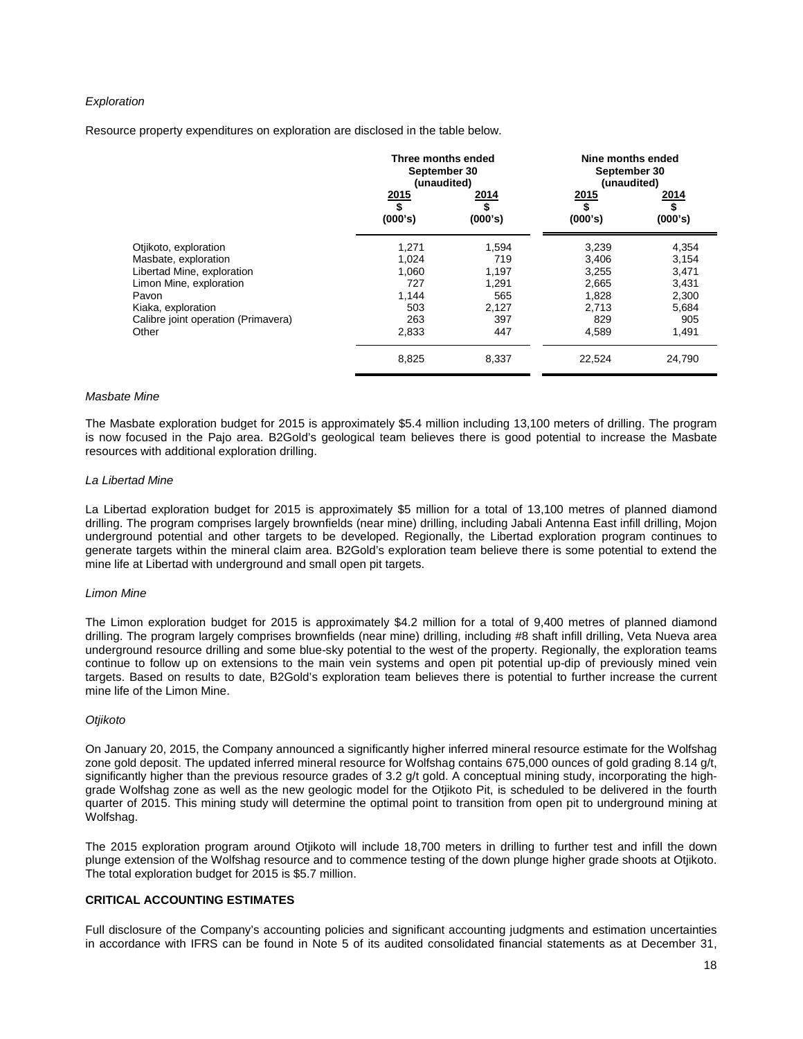*Exploration*

Resource property expenditures on exploration are disclosed in the table below.

| | Three months ended September 30 (unaudited) | | Nine months ended September 30 (unaudited) | |
|---|---|---|---|---|
| | 2015 \$ (000's) | 2014 \$ (000's) | 2015 \$ (000's) | 2014 \$ (000's) |
| Otjikoto, exploration | 1,271 | 1,594 | 3,239 | 4,354 |
| Masbate, exploration | 1,024 | 719 | 3,406 | 3,154 |
| Libertad Mine, exploration | 1,060 | 1,197 | 3,255 | 3,471 |
| Limon Mine, exploration | 727 | 1,291 | 2,665 | 3,431 |
| Pavon | 1,144 | 565 | 1,828 | 2,300 |
| Kiaka, exploration | 503 | 2,127 | 2,713 | 5,684 |
| Calibre joint operation (Primavera) | 263 | 397 | 829 | 905 |
| Other | 2,833 | 447 | 4,589 | 1,491 |
| | 8,825 | 8,337 | 22,524 | 24,790 |

*Masbate Mine*

The Masbate exploration budget for 2015 is approximately \$5.4 million including 13,100 meters of drilling. The program is now focused in the Pajo area. B2Gold's geological team believes there is good potential to increase the Masbate resources with additional exploration drilling.

*La Libertad Mine*

La Libertad exploration budget for 2015 is approximately \$5 million for a total of 13,100 metres of planned diamond drilling. The program comprises largely brownfields (near mine) drilling, including Jabali Antenna East infill drilling, Mojon underground potential and other targets to be developed. Regionally, the Libertad exploration program continues to generate targets within the mineral claim area. B2Gold's exploration team believe there is some potential to extend the mine life at Libertad with underground and small open pit targets.

*Limon Mine*

The Limon exploration budget for 2015 is approximately \$4.2 million for a total of 9,400 metres of planned diamond drilling. The program largely comprises brownfields (near mine) drilling, including #8 shaft infill drilling, Veta Nueva area underground resource drilling and some blue-sky potential to the west of the property. Regionally, the exploration teams continue to follow up on extensions to the main vein systems and open pit potential up-dip of previously mined vein targets. Based on results to date, B2Gold's exploration team believes there is potential to further increase the current mine life of the Limon Mine.

*Otjikoto*

On January 20, 2015, the Company announced a significantly higher inferred mineral resource estimate for the Wolfshag zone gold deposit. The updated inferred mineral resource for Wolfshag contains 675,000 ounces of gold grading 8.14 g/t, significantly higher than the previous resource grades of 3.2 g/t gold. A conceptual mining study, incorporating the high-grade Wolfshag zone as well as the new geologic model for the Otjikoto Pit, is scheduled to be delivered in the fourth quarter of 2015. This mining study will determine the optimal point to transition from open pit to underground mining at Wolfshag.

The 2015 exploration program around Otjikoto will include 18,700 meters in drilling to further test and infill the down plunge extension of the Wolfshag resource and to commence testing of the down plunge higher grade shoots at Otjikoto. The total exploration budget for 2015 is \$5.7 million.

**CRITICAL ACCOUNTING ESTIMATES**

Full disclosure of the Company's accounting policies and significant accounting judgments and estimation uncertainties in accordance with IFRS can be found in Note 5 of its audited consolidated financial statements as at December 31,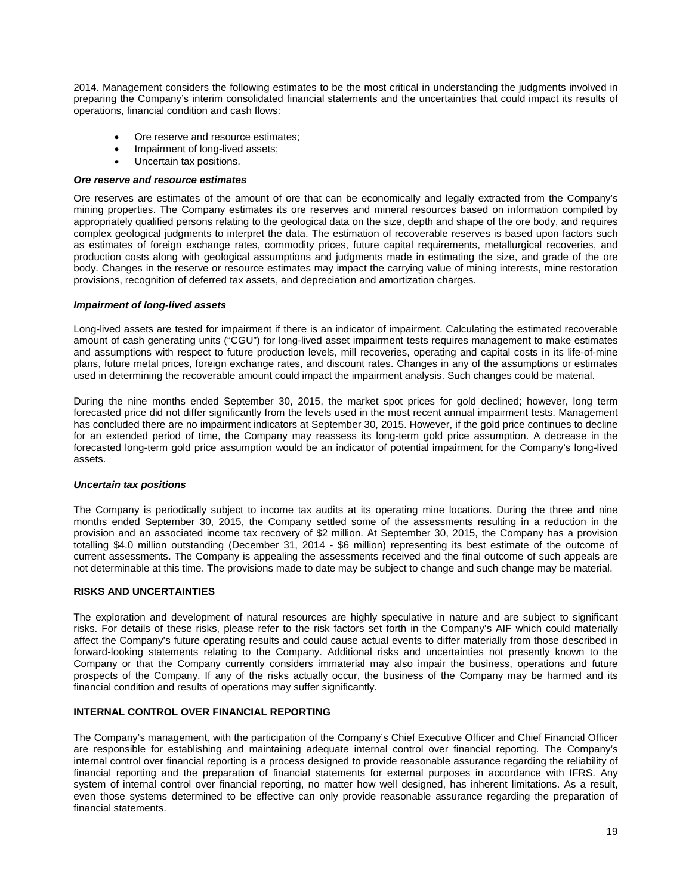2014. Management considers the following estimates to be the most critical in understanding the judgments involved in preparing the Company's interim consolidated financial statements and the uncertainties that could impact its results of operations, financial condition and cash flows:

- Ore reserve and resource estimates;
- Impairment of long-lived assets;
- Uncertain tax positions.

***Ore reserve and resource estimates***

Ore reserves are estimates of the amount of ore that can be economically and legally extracted from the Company's mining properties. The Company estimates its ore reserves and mineral resources based on information compiled by appropriately qualified persons relating to the geological data on the size, depth and shape of the ore body, and requires complex geological judgments to interpret the data. The estimation of recoverable reserves is based upon factors such as estimates of foreign exchange rates, commodity prices, future capital requirements, metallurgical recoveries, and production costs along with geological assumptions and judgments made in estimating the size, and grade of the ore body. Changes in the reserve or resource estimates may impact the carrying value of mining interests, mine restoration provisions, recognition of deferred tax assets, and depreciation and amortization charges.

***Impairment of long-lived assets***

Long-lived assets are tested for impairment if there is an indicator of impairment. Calculating the estimated recoverable amount of cash generating units ("CGU") for long-lived asset impairment tests requires management to make estimates and assumptions with respect to future production levels, mill recoveries, operating and capital costs in its life-of-mine plans, future metal prices, foreign exchange rates, and discount rates. Changes in any of the assumptions or estimates used in determining the recoverable amount could impact the impairment analysis. Such changes could be material.

During the nine months ended September 30, 2015, the market spot prices for gold declined; however, long term forecasted price did not differ significantly from the levels used in the most recent annual impairment tests. Management has concluded there are no impairment indicators at September 30, 2015. However, if the gold price continues to decline for an extended period of time, the Company may reassess its long-term gold price assumption. A decrease in the forecasted long-term gold price assumption would be an indicator of potential impairment for the Company's long-lived assets.

***Uncertain tax positions***

The Company is periodically subject to income tax audits at its operating mine locations. During the three and nine months ended September 30, 2015, the Company settled some of the assessments resulting in a reduction in the provision and an associated income tax recovery of $2 million. At September 30, 2015, the Company has a provision totalling $4.0 million outstanding (December 31, 2014 - $6 million) representing its best estimate of the outcome of current assessments. The Company is appealing the assessments received and the final outcome of such appeals are not determinable at this time. The provisions made to date may be subject to change and such change may be material.

## RISKS AND UNCERTAINTIES

The exploration and development of natural resources are highly speculative in nature and are subject to significant risks. For details of these risks, please refer to the risk factors set forth in the Company's AIF which could materially affect the Company's future operating results and could cause actual events to differ materially from those described in forward-looking statements relating to the Company. Additional risks and uncertainties not presently known to the Company or that the Company currently considers immaterial may also impair the business, operations and future prospects of the Company. If any of the risks actually occur, the business of the Company may be harmed and its financial condition and results of operations may suffer significantly.

## INTERNAL CONTROL OVER FINANCIAL REPORTING

The Company's management, with the participation of the Company's Chief Executive Officer and Chief Financial Officer are responsible for establishing and maintaining adequate internal control over financial reporting. The Company's internal control over financial reporting is a process designed to provide reasonable assurance regarding the reliability of financial reporting and the preparation of financial statements for external purposes in accordance with IFRS. Any system of internal control over financial reporting, no matter how well designed, has inherent limitations. As a result, even those systems determined to be effective can only provide reasonable assurance regarding the preparation of financial statements.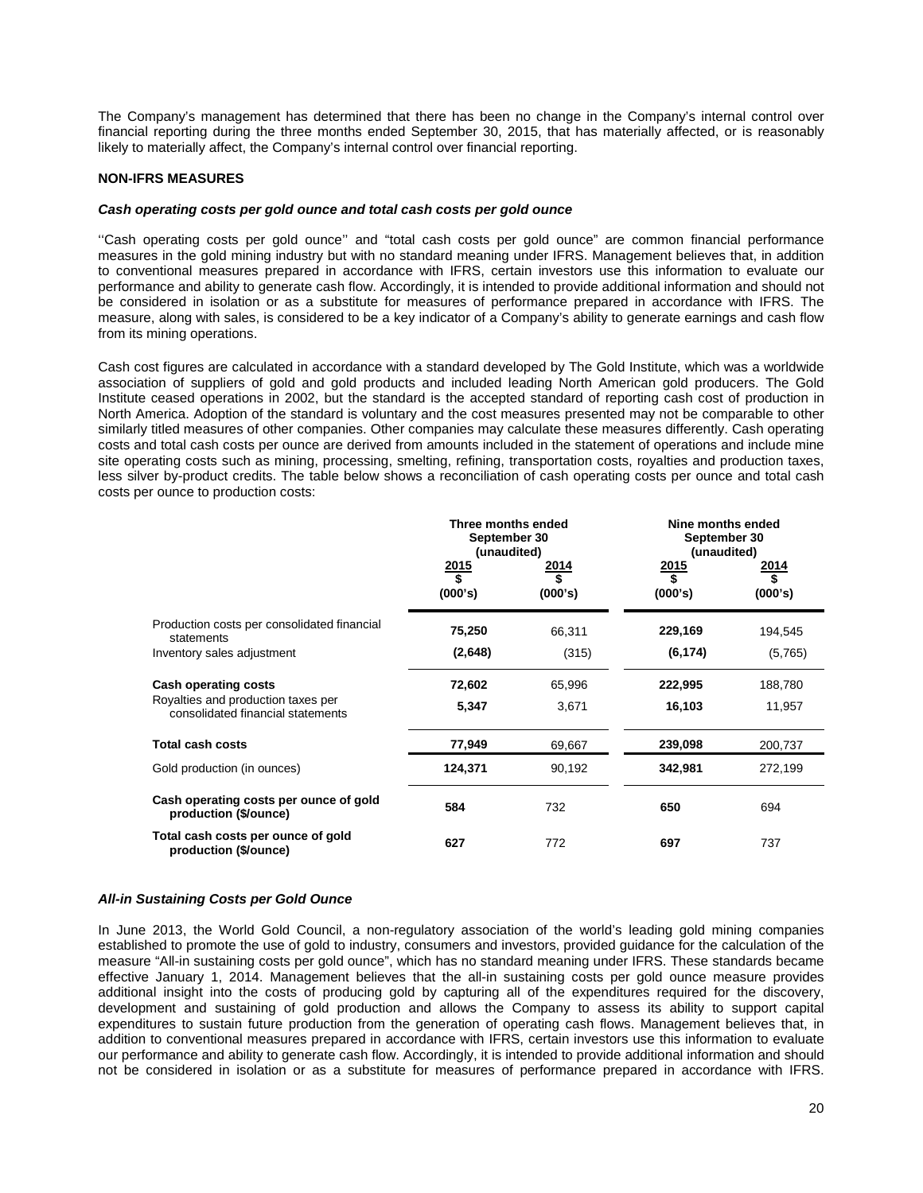The Company's management has determined that there has been no change in the Company's internal control over financial reporting during the three months ended September 30, 2015, that has materially affected, or is reasonably likely to materially affect, the Company's internal control over financial reporting.

## NON-IFRS MEASURES

### *Cash operating costs per gold ounce and total cash costs per gold ounce*

''Cash operating costs per gold ounce'' and "total cash costs per gold ounce" are common financial performance measures in the gold mining industry but with no standard meaning under IFRS. Management believes that, in addition to conventional measures prepared in accordance with IFRS, certain investors use this information to evaluate our performance and ability to generate cash flow. Accordingly, it is intended to provide additional information and should not be considered in isolation or as a substitute for measures of performance prepared in accordance with IFRS. The measure, along with sales, is considered to be a key indicator of a Company's ability to generate earnings and cash flow from its mining operations.

Cash cost figures are calculated in accordance with a standard developed by The Gold Institute, which was a worldwide association of suppliers of gold and gold products and included leading North American gold producers. The Gold Institute ceased operations in 2002, but the standard is the accepted standard of reporting cash cost of production in North America. Adoption of the standard is voluntary and the cost measures presented may not be comparable to other similarly titled measures of other companies. Other companies may calculate these measures differently. Cash operating costs and total cash costs per ounce are derived from amounts included in the statement of operations and include mine site operating costs such as mining, processing, smelting, refining, transportation costs, royalties and production taxes, less silver by-product credits. The table below shows a reconciliation of cash operating costs per ounce and total cash costs per ounce to production costs:

| | Three months ended September 30 (unaudited) | | Nine months ended September 30 (unaudited) | |
|---|---|---|---|---|
| | 2015 $ (000's) | 2014 $ (000's) | 2015 $ (000's) | 2014 $ (000's) |
| Production costs per consolidated financial statements | **75,250** | 66,311 | **229,169** | 194,545 |
| Inventory sales adjustment | **(2,648)** | (315) | **(6,174)** | (5,765) |
| **Cash operating costs** | **72,602** | 65,996 | **222,995** | 188,780 |
| Royalties and production taxes per consolidated financial statements | **5,347** | 3,671 | **16,103** | 11,957 |
| **Total cash costs** | **77,949** | 69,667 | **239,098** | 200,737 |
| Gold production (in ounces) | **124,371** | 90,192 | **342,981** | 272,199 |
| **Cash operating costs per ounce of gold production ($/ounce)** | **584** | 732 | **650** | 694 |
| **Total cash costs per ounce of gold production ($/ounce)** | **627** | 772 | **697** | 737 |

### *All-in Sustaining Costs per Gold Ounce*

In June 2013, the World Gold Council, a non-regulatory association of the world's leading gold mining companies established to promote the use of gold to industry, consumers and investors, provided guidance for the calculation of the measure "All-in sustaining costs per gold ounce", which has no standard meaning under IFRS. These standards became effective January 1, 2014. Management believes that the all-in sustaining costs per gold ounce measure provides additional insight into the costs of producing gold by capturing all of the expenditures required for the discovery, development and sustaining of gold production and allows the Company to assess its ability to support capital expenditures to sustain future production from the generation of operating cash flows. Management believes that, in addition to conventional measures prepared in accordance with IFRS, certain investors use this information to evaluate our performance and ability to generate cash flow. Accordingly, it is intended to provide additional information and should not be considered in isolation or as a substitute for measures of performance prepared in accordance with IFRS.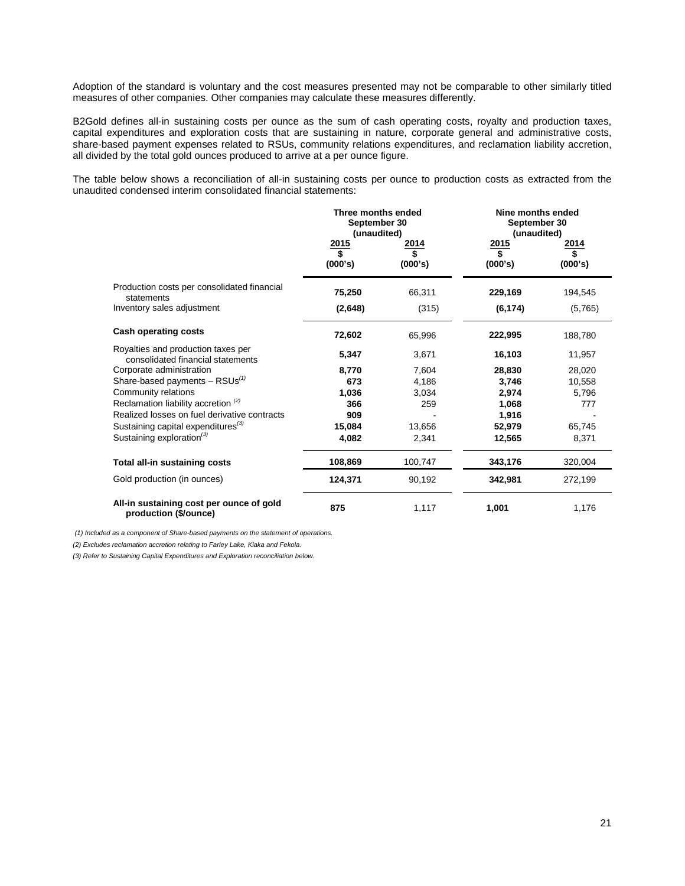Adoption of the standard is voluntary and the cost measures presented may not be comparable to other similarly titled measures of other companies. Other companies may calculate these measures differently.

B2Gold defines all-in sustaining costs per ounce as the sum of cash operating costs, royalty and production taxes, capital expenditures and exploration costs that are sustaining in nature, corporate general and administrative costs, share-based payment expenses related to RSUs, community relations expenditures, and reclamation liability accretion, all divided by the total gold ounces produced to arrive at a per ounce figure.

The table below shows a reconciliation of all-in sustaining costs per ounce to production costs as extracted from the unaudited condensed interim consolidated financial statements:

| | Three months ended September 30 (unaudited) | | Nine months ended September 30 (unaudited) | |
|---|---|---|---|---|
| | 2015 $ (000's) | 2014 $ (000's) | 2015 $ (000's) | 2014 $ (000's) |
| Production costs per consolidated financial statements | **75,250** | 66,311 | **229,169** | 194,545 |
| Inventory sales adjustment | **(2,648)** | (315) | **(6,174)** | (5,765) |
| **Cash operating costs** | **72,602** | 65,996 | **222,995** | 188,780 |
| Royalties and production taxes per consolidated financial statements | **5,347** | 3,671 | **16,103** | 11,957 |
| Corporate administration | **8,770** | 7,604 | **28,830** | 28,020 |
| Share-based payments – RSUs[(1)] | **673** | 4,186 | **3,746** | 10,558 |
| Community relations | **1,036** | 3,034 | **2,974** | 5,796 |
| Reclamation liability accretion [(2)] | **366** | 259 | **1,068** | 777 |
| Realized losses on fuel derivative contracts | **909** | - | **1,916** | - |
| Sustaining capital expenditures[(3)] | **15,084** | 13,656 | **52,979** | 65,745 |
| Sustaining exploration[(3)] | **4,082** | 2,341 | **12,565** | 8,371 |
| **Total all-in sustaining costs** | **108,869** | 100,747 | **343,176** | 320,004 |
| Gold production (in ounces) | **124,371** | 90,192 | **342,981** | 272,199 |
| **All-in sustaining cost per ounce of gold production ($/ounce)** | **875** | 1,117 | **1,001** | 1,176 |

*(1) Included as a component of Share-based payments on the statement of operations.*

*(2) Excludes reclamation accretion relating to Farley Lake, Kiaka and Fekola.*

*(3) Refer to Sustaining Capital Expenditures and Exploration reconciliation below.*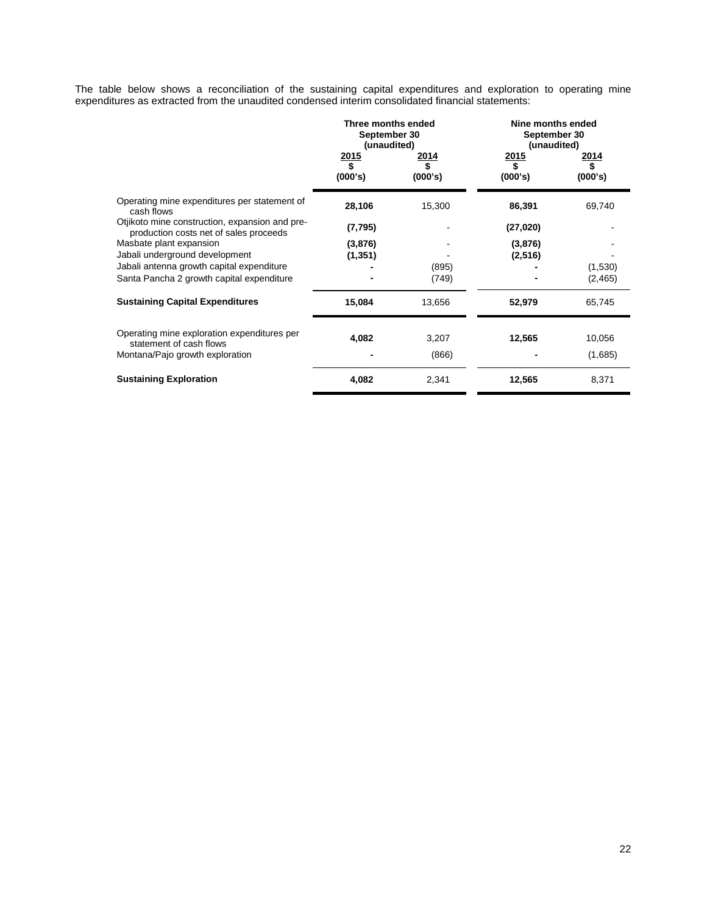The table below shows a reconciliation of the sustaining capital expenditures and exploration to operating mine expenditures as extracted from the unaudited condensed interim consolidated financial statements:

| | Three months ended September 30 (unaudited) | | Nine months ended September 30 (unaudited) | |
|---|---|---|---|---|
| | 2015 $ (000's) | 2014 $ (000's) | 2015 $ (000's) | 2014 $ (000's) |
| Operating mine expenditures per statement of cash flows | **28,106** | 15,300 | **86,391** | 69,740 |
| Otjikoto mine construction, expansion and pre-production costs net of sales proceeds | **(7,795)** | - | **(27,020)** | - |
| Masbate plant expansion | **(3,876)** | - | **(3,876)** | - |
| Jabali underground development | **(1,351)** | - | **(2,516)** | - |
| Jabali antenna growth capital expenditure | **-** | (895) | **-** | (1,530) |
| Santa Pancha 2 growth capital expenditure | **-** | (749) | **-** | (2,465) |
| **Sustaining Capital Expenditures** | **15,084** | 13,656 | **52,979** | 65,745 |
| Operating mine exploration expenditures per statement of cash flows | **4,082** | 3,207 | **12,565** | 10,056 |
| Montana/Pajo growth exploration | **-** | (866) | **-** | (1,685) |
| **Sustaining Exploration** | **4,082** | 2,341 | **12,565** | 8,371 |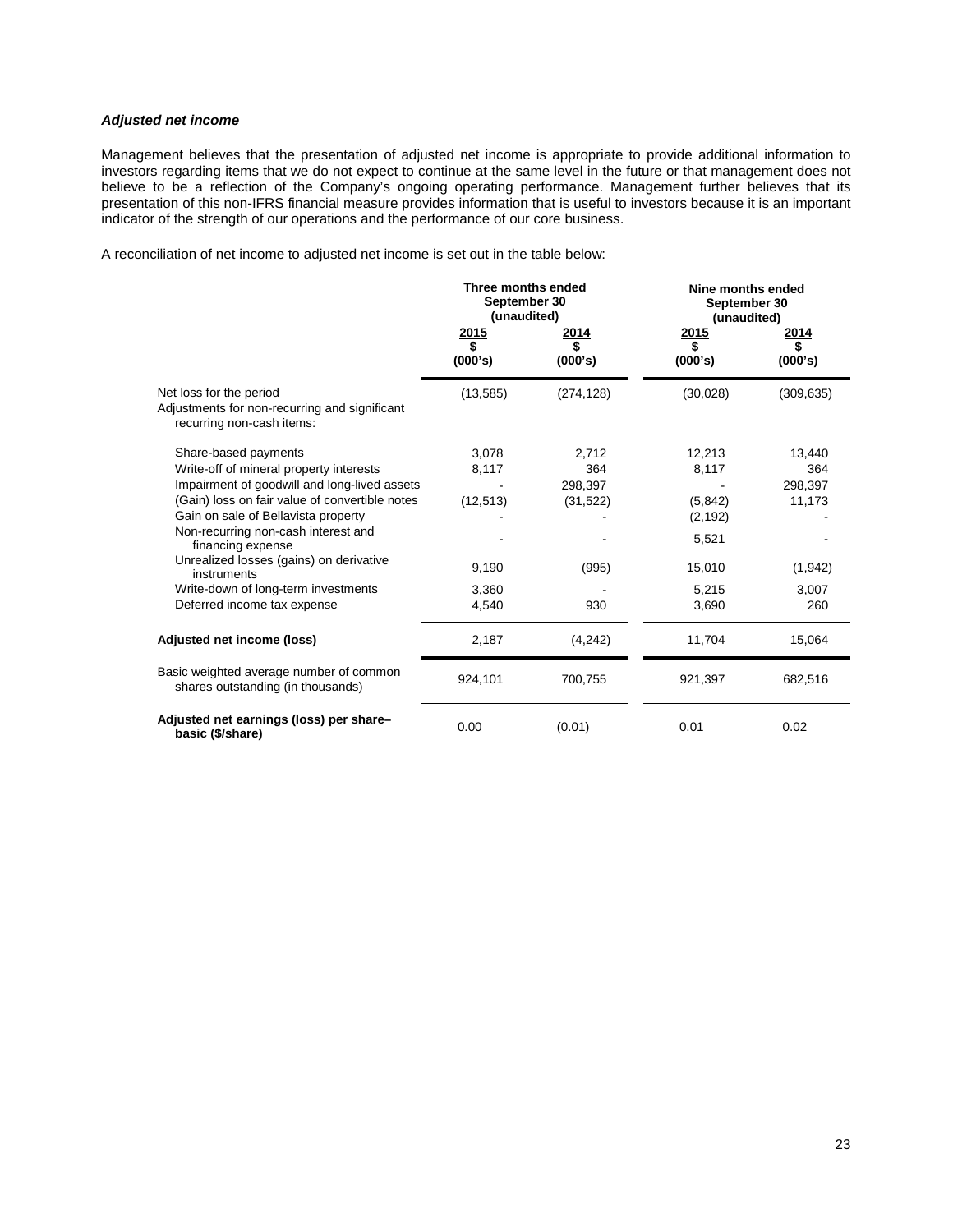***Adjusted net income***

Management believes that the presentation of adjusted net income is appropriate to provide additional information to investors regarding items that we do not expect to continue at the same level in the future or that management does not believe to be a reflection of the Company's ongoing operating performance. Management further believes that its presentation of this non-IFRS financial measure provides information that is useful to investors because it is an important indicator of the strength of our operations and the performance of our core business.

A reconciliation of net income to adjusted net income is set out in the table below:

| | Three months ended September 30 (unaudited) | | Nine months ended September 30 (unaudited) | |
|---|---|---|---|---|
| | 2015 $ (000's) | 2014 $ (000's) | 2015 $ (000's) | 2014 $ (000's) |
| Net loss for the period | (13,585) | (274,128) | (30,028) | (309,635) |
| Adjustments for non-recurring and significant recurring non-cash items: | | | | |
| Share-based payments | 3,078 | 2,712 | 12,213 | 13,440 |
| Write-off of mineral property interests | 8,117 | 364 | 8,117 | 364 |
| Impairment of goodwill and long-lived assets | - | 298,397 | - | 298,397 |
| (Gain) loss on fair value of convertible notes | (12,513) | (31,522) | (5,842) | 11,173 |
| Gain on sale of Bellavista property | - | - | (2,192) | - |
| Non-recurring non-cash interest and financing expense | - | - | 5,521 | - |
| Unrealized losses (gains) on derivative instruments | 9,190 | (995) | 15,010 | (1,942) |
| Write-down of long-term investments | 3,360 | - | 5,215 | 3,007 |
| Deferred income tax expense | 4,540 | 930 | 3,690 | 260 |
| **Adjusted net income (loss)** | 2,187 | (4,242) | 11,704 | 15,064 |
| Basic weighted average number of common shares outstanding (in thousands) | 924,101 | 700,755 | 921,397 | 682,516 |
| **Adjusted net earnings (loss) per share– basic ($/share)** | 0.00 | (0.01) | 0.01 | 0.02 |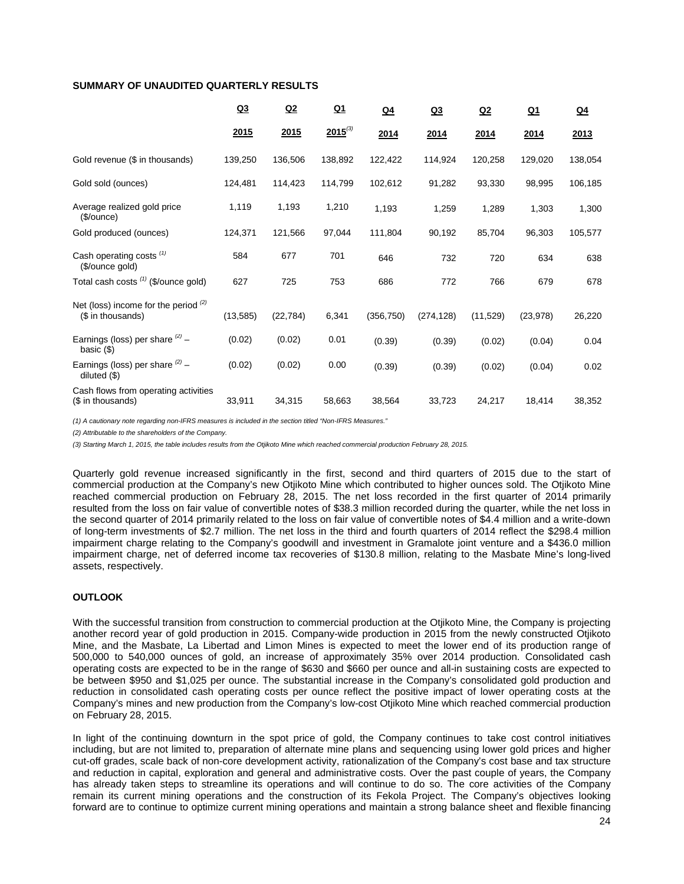## SUMMARY OF UNAUDITED QUARTERLY RESULTS

| | Q3 2015 | Q2 2015 | Q1 2015[(3)] | Q4 2014 | Q3 2014 | Q2 2014 | Q1 2014 | Q4 2013 |
|---|---|---|---|---|---|---|---|---|
| Gold revenue ($ in thousands) | 139,250 | 136,506 | 138,892 | 122,422 | 114,924 | 120,258 | 129,020 | 138,054 |
| Gold sold (ounces) | 124,481 | 114,423 | 114,799 | 102,612 | 91,282 | 93,330 | 98,995 | 106,185 |
| Average realized gold price ($/ounce) | 1,119 | 1,193 | 1,210 | 1,193 | 1,259 | 1,289 | 1,303 | 1,300 |
| Gold produced (ounces) | 124,371 | 121,566 | 97,044 | 111,804 | 90,192 | 85,704 | 96,303 | 105,577 |
| Cash operating costs [(1)] ($/ounce gold) | 584 | 677 | 701 | 646 | 732 | 720 | 634 | 638 |
| Total cash costs [(1)] ($/ounce gold) | 627 | 725 | 753 | 686 | 772 | 766 | 679 | 678 |
| Net (loss) income for the period [(2)] ($ in thousands) | (13,585) | (22,784) | 6,341 | (356,750) | (274,128) | (11,529) | (23,978) | 26,220 |
| Earnings (loss) per share [(2)] – basic ($) | (0.02) | (0.02) | 0.01 | (0.39) | (0.39) | (0.02) | (0.04) | 0.04 |
| Earnings (loss) per share [(2)] – diluted ($) | (0.02) | (0.02) | 0.00 | (0.39) | (0.39) | (0.02) | (0.04) | 0.02 |
| Cash flows from operating activities ($ in thousands) | 33,911 | 34,315 | 58,663 | 38,564 | 33,723 | 24,217 | 18,414 | 38,352 |

*(1) A cautionary note regarding non-IFRS measures is included in the section titled "Non-IFRS Measures."*

*(2) Attributable to the shareholders of the Company.*

*(3) Starting March 1, 2015, the table includes results from the Otjikoto Mine which reached commercial production February 28, 2015.*

Quarterly gold revenue increased significantly in the first, second and third quarters of 2015 due to the start of commercial production at the Company's new Otjikoto Mine which contributed to higher ounces sold. The Otjikoto Mine reached commercial production on February 28, 2015. The net loss recorded in the first quarter of 2014 primarily resulted from the loss on fair value of convertible notes of $38.3 million recorded during the quarter, while the net loss in the second quarter of 2014 primarily related to the loss on fair value of convertible notes of $4.4 million and a write-down of long-term investments of $2.7 million. The net loss in the third and fourth quarters of 2014 reflect the $298.4 million impairment charge relating to the Company's goodwill and investment in Gramalote joint venture and a $436.0 million impairment charge, net of deferred income tax recoveries of $130.8 million, relating to the Masbate Mine's long-lived assets, respectively.

## OUTLOOK

With the successful transition from construction to commercial production at the Otjikoto Mine, the Company is projecting another record year of gold production in 2015. Company-wide production in 2015 from the newly constructed Otjikoto Mine, and the Masbate, La Libertad and Limon Mines is expected to meet the lower end of its production range of 500,000 to 540,000 ounces of gold, an increase of approximately 35% over 2014 production. Consolidated cash operating costs are expected to be in the range of $630 and $660 per ounce and all-in sustaining costs are expected to be between $950 and $1,025 per ounce. The substantial increase in the Company's consolidated gold production and reduction in consolidated cash operating costs per ounce reflect the positive impact of lower operating costs at the Company's mines and new production from the Company's low-cost Otjikoto Mine which reached commercial production on February 28, 2015.

In light of the continuing downturn in the spot price of gold, the Company continues to take cost control initiatives including, but are not limited to, preparation of alternate mine plans and sequencing using lower gold prices and higher cut-off grades, scale back of non-core development activity, rationalization of the Company's cost base and tax structure and reduction in capital, exploration and general and administrative costs. Over the past couple of years, the Company has already taken steps to streamline its operations and will continue to do so. The core activities of the Company remain its current mining operations and the construction of its Fekola Project. The Company's objectives looking forward are to continue to optimize current mining operations and maintain a strong balance sheet and flexible financing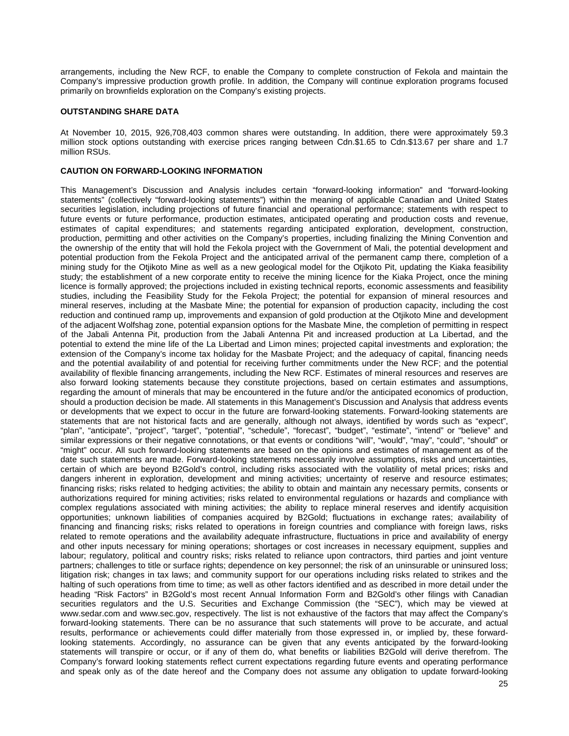arrangements, including the New RCF, to enable the Company to complete construction of Fekola and maintain the Company's impressive production growth profile. In addition, the Company will continue exploration programs focused primarily on brownfields exploration on the Company's existing projects.

**OUTSTANDING SHARE DATA**

At November 10, 2015, 926,708,403 common shares were outstanding. In addition, there were approximately 59.3 million stock options outstanding with exercise prices ranging between Cdn.$1.65 to Cdn.$13.67 per share and 1.7 million RSUs.

**CAUTION ON FORWARD-LOOKING INFORMATION**

This Management's Discussion and Analysis includes certain "forward-looking information" and "forward-looking statements" (collectively "forward-looking statements") within the meaning of applicable Canadian and United States securities legislation, including projections of future financial and operational performance; statements with respect to future events or future performance, production estimates, anticipated operating and production costs and revenue, estimates of capital expenditures; and statements regarding anticipated exploration, development, construction, production, permitting and other activities on the Company's properties, including finalizing the Mining Convention and the ownership of the entity that will hold the Fekola project with the Government of Mali, the potential development and potential production from the Fekola Project and the anticipated arrival of the permanent camp there, completion of a mining study for the Otjikoto Mine as well as a new geological model for the Otjikoto Pit, updating the Kiaka feasibility study; the establishment of a new corporate entity to receive the mining licence for the Kiaka Project, once the mining licence is formally approved; the projections included in existing technical reports, economic assessments and feasibility studies, including the Feasibility Study for the Fekola Project; the potential for expansion of mineral resources and mineral reserves, including at the Masbate Mine; the potential for expansion of production capacity, including the cost reduction and continued ramp up, improvements and expansion of gold production at the Otjikoto Mine and development of the adjacent Wolfshag zone, potential expansion options for the Masbate Mine, the completion of permitting in respect of the Jabali Antenna Pit, production from the Jabali Antenna Pit and increased production at La Libertad, and the potential to extend the mine life of the La Libertad and Limon mines; projected capital investments and exploration; the extension of the Company's income tax holiday for the Masbate Project; and the adequacy of capital, financing needs and the potential availability of and potential for receiving further commitments under the New RCF; and the potential availability of flexible financing arrangements, including the New RCF. Estimates of mineral resources and reserves are also forward looking statements because they constitute projections, based on certain estimates and assumptions, regarding the amount of minerals that may be encountered in the future and/or the anticipated economics of production, should a production decision be made. All statements in this Management's Discussion and Analysis that address events or developments that we expect to occur in the future are forward-looking statements. Forward-looking statements are statements that are not historical facts and are generally, although not always, identified by words such as "expect", "plan", "anticipate", "project", "target", "potential", "schedule", "forecast", "budget", "estimate", "intend" or "believe" and similar expressions or their negative connotations, or that events or conditions "will", "would", "may", "could", "should" or "might" occur. All such forward-looking statements are based on the opinions and estimates of management as of the date such statements are made. Forward-looking statements necessarily involve assumptions, risks and uncertainties, certain of which are beyond B2Gold's control, including risks associated with the volatility of metal prices; risks and dangers inherent in exploration, development and mining activities; uncertainty of reserve and resource estimates; financing risks; risks related to hedging activities; the ability to obtain and maintain any necessary permits, consents or authorizations required for mining activities; risks related to environmental regulations or hazards and compliance with complex regulations associated with mining activities; the ability to replace mineral reserves and identify acquisition opportunities; unknown liabilities of companies acquired by B2Gold; fluctuations in exchange rates; availability of financing and financing risks; risks related to operations in foreign countries and compliance with foreign laws, risks related to remote operations and the availability adequate infrastructure, fluctuations in price and availability of energy and other inputs necessary for mining operations; shortages or cost increases in necessary equipment, supplies and labour; regulatory, political and country risks; risks related to reliance upon contractors, third parties and joint venture partners; challenges to title or surface rights; dependence on key personnel; the risk of an uninsurable or uninsured loss; litigation risk; changes in tax laws; and community support for our operations including risks related to strikes and the halting of such operations from time to time; as well as other factors identified and as described in more detail under the heading "Risk Factors" in B2Gold's most recent Annual Information Form and B2Gold's other filings with Canadian securities regulators and the U.S. Securities and Exchange Commission (the "SEC"), which may be viewed at www.sedar.com and www.sec.gov, respectively. The list is not exhaustive of the factors that may affect the Company's forward-looking statements. There can be no assurance that such statements will prove to be accurate, and actual results, performance or achievements could differ materially from those expressed in, or implied by, these forward-looking statements. Accordingly, no assurance can be given that any events anticipated by the forward-looking statements will transpire or occur, or if any of them do, what benefits or liabilities B2Gold will derive therefrom. The Company's forward looking statements reflect current expectations regarding future events and operating performance and speak only as of the date hereof and the Company does not assume any obligation to update forward-looking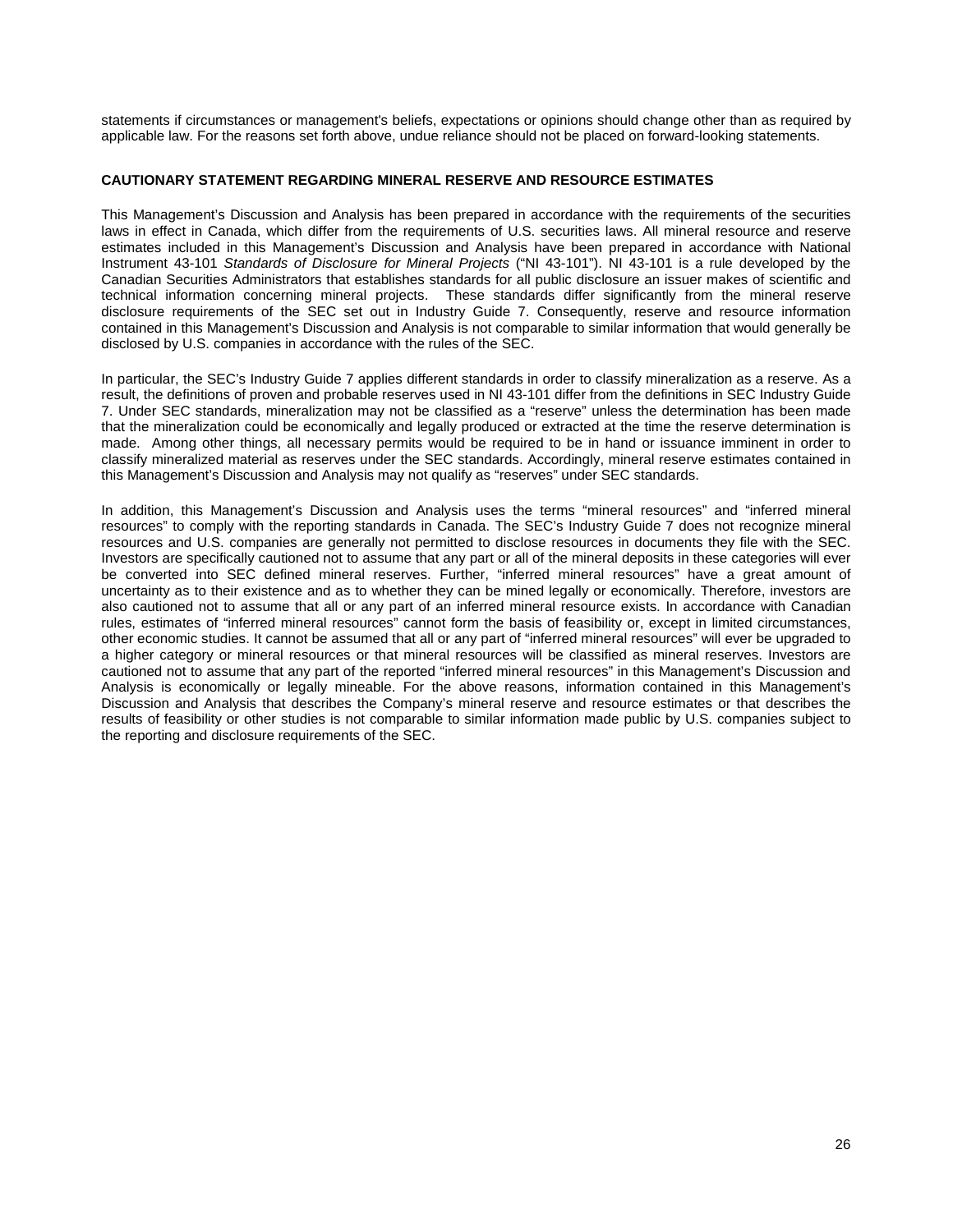statements if circumstances or management's beliefs, expectations or opinions should change other than as required by applicable law. For the reasons set forth above, undue reliance should not be placed on forward-looking statements.

**CAUTIONARY STATEMENT REGARDING MINERAL RESERVE AND RESOURCE ESTIMATES**

This Management's Discussion and Analysis has been prepared in accordance with the requirements of the securities laws in effect in Canada, which differ from the requirements of U.S. securities laws. All mineral resource and reserve estimates included in this Management's Discussion and Analysis have been prepared in accordance with National Instrument 43-101 *Standards of Disclosure for Mineral Projects* ("NI 43-101"). NI 43-101 is a rule developed by the Canadian Securities Administrators that establishes standards for all public disclosure an issuer makes of scientific and technical information concerning mineral projects. These standards differ significantly from the mineral reserve disclosure requirements of the SEC set out in Industry Guide 7. Consequently, reserve and resource information contained in this Management's Discussion and Analysis is not comparable to similar information that would generally be disclosed by U.S. companies in accordance with the rules of the SEC.

In particular, the SEC's Industry Guide 7 applies different standards in order to classify mineralization as a reserve. As a result, the definitions of proven and probable reserves used in NI 43-101 differ from the definitions in SEC Industry Guide 7. Under SEC standards, mineralization may not be classified as a "reserve" unless the determination has been made that the mineralization could be economically and legally produced or extracted at the time the reserve determination is made. Among other things, all necessary permits would be required to be in hand or issuance imminent in order to classify mineralized material as reserves under the SEC standards. Accordingly, mineral reserve estimates contained in this Management's Discussion and Analysis may not qualify as "reserves" under SEC standards.

In addition, this Management's Discussion and Analysis uses the terms "mineral resources" and "inferred mineral resources" to comply with the reporting standards in Canada. The SEC's Industry Guide 7 does not recognize mineral resources and U.S. companies are generally not permitted to disclose resources in documents they file with the SEC. Investors are specifically cautioned not to assume that any part or all of the mineral deposits in these categories will ever be converted into SEC defined mineral reserves. Further, "inferred mineral resources" have a great amount of uncertainty as to their existence and as to whether they can be mined legally or economically. Therefore, investors are also cautioned not to assume that all or any part of an inferred mineral resource exists. In accordance with Canadian rules, estimates of "inferred mineral resources" cannot form the basis of feasibility or, except in limited circumstances, other economic studies. It cannot be assumed that all or any part of "inferred mineral resources" will ever be upgraded to a higher category or mineral resources or that mineral resources will be classified as mineral reserves. Investors are cautioned not to assume that any part of the reported "inferred mineral resources" in this Management's Discussion and Analysis is economically or legally mineable. For the above reasons, information contained in this Management's Discussion and Analysis that describes the Company's mineral reserve and resource estimates or that describes the results of feasibility or other studies is not comparable to similar information made public by U.S. companies subject to the reporting and disclosure requirements of the SEC.